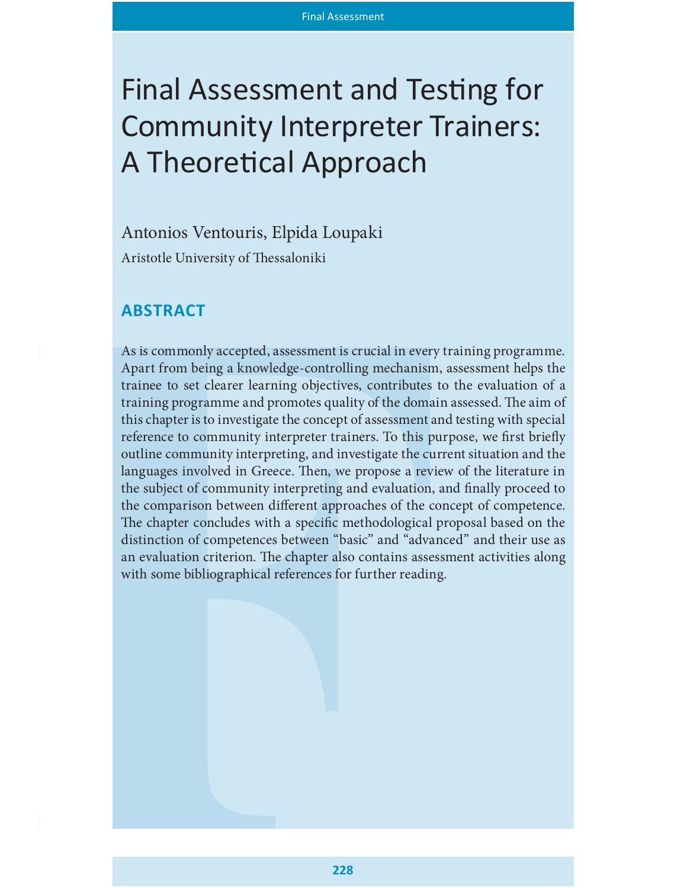# Final Assessment and Testing for Community Interpreter Trainers: A Theoretical Approach

Antonios Ventouris, Elpida Loupaki

Aristotle University of Thessaloniki

## ABSTRACT

As is commonly accepted, assessment is crucial in every training programme. Apart from being a knowledge-controlling mechanism, assessment helps the trainee to set clearer learning objectives, contributes to the evaluation of a training programme and promotes quality of the domain assessed. The aim of this chapter is to investigate the concept of assessment and testing with special reference to community interpreter trainers. To this purpose, we first briefly outline community interpreting, and investigate the current situation and the languages involved in Greece. Then, we propose a review of the literature in the subject of community interpreting and evaluation, and finally proceed to the comparison between different approaches of the concept of competence. The chapter concludes with a specific methodological proposal based on the distinction of competences between "basic" and "advanced" and their use as an evaluation criterion. The chapter also contains assessment activities along with some bibliographical references for further reading.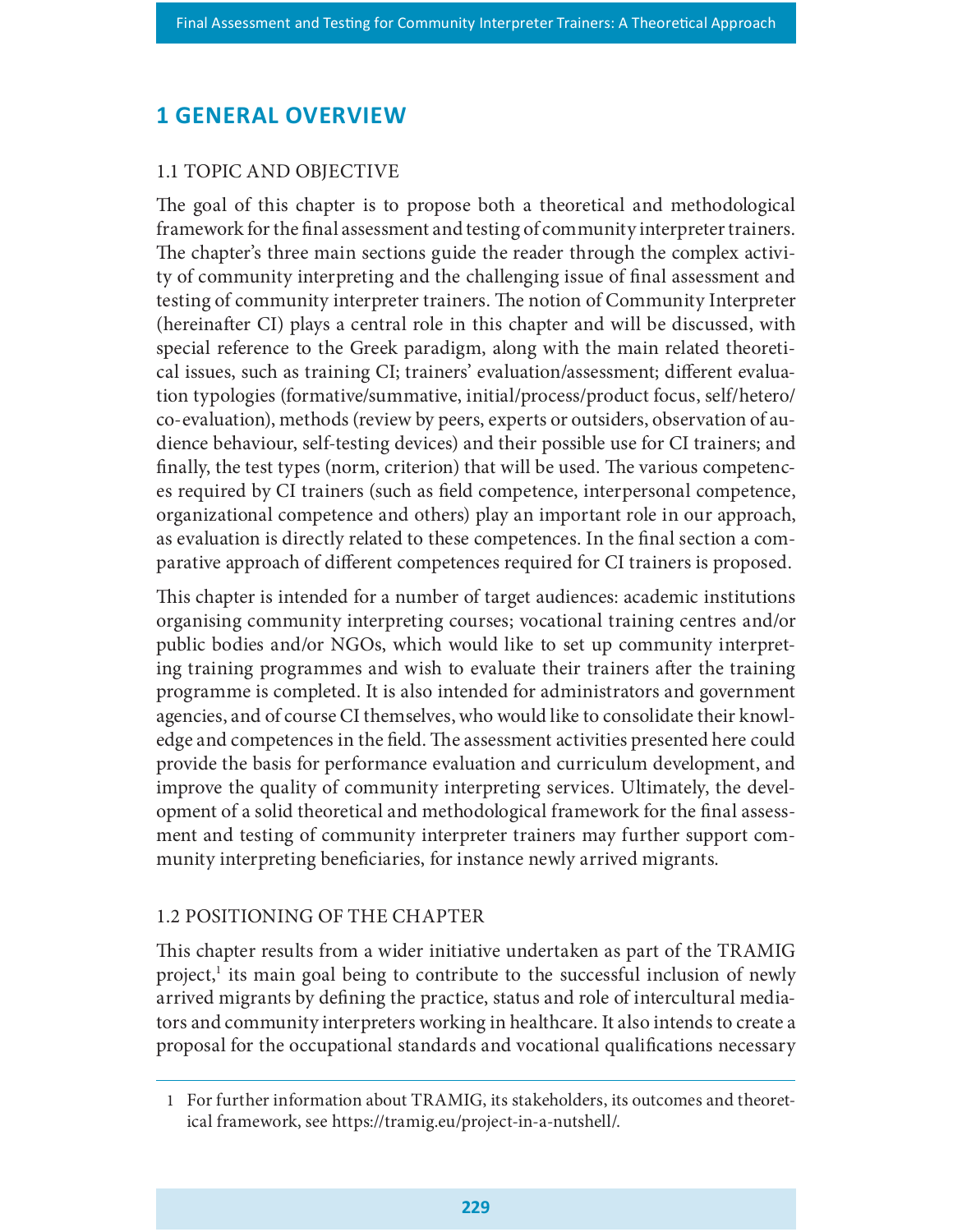# 1 GENERAL OVERVIEW

## 1.1 TOPIC AND OBJECTIVE

The goal of this chapter is to propose both a theoretical and methodological framework for the final assessment and testing of community interpreter trainers. The chapter's three main sections guide the reader through the complex activity of community interpreting and the challenging issue of final assessment and testing of community interpreter trainers. The notion of Community Interpreter (hereinafter CI) plays a central role in this chapter and will be discussed, with special reference to the Greek paradigm, along with the main related theoretical issues, such as training CI; trainers' evaluation/assessment; different evaluation typologies (formative/summative, initial/process/product focus, self/hetero/co-evaluation), methods (review by peers, experts or outsiders, observation of audience behaviour, self-testing devices) and their possible use for CI trainers; and finally, the test types (norm, criterion) that will be used. The various competences required by CI trainers (such as field competence, interpersonal competence, organizational competence and others) play an important role in our approach, as evaluation is directly related to these competences. In the final section a comparative approach of different competences required for CI trainers is proposed.

This chapter is intended for a number of target audiences: academic institutions organising community interpreting courses; vocational training centres and/or public bodies and/or NGOs, which would like to set up community interpreting training programmes and wish to evaluate their trainers after the training programme is completed. It is also intended for administrators and government agencies, and of course CI themselves, who would like to consolidate their knowledge and competences in the field. The assessment activities presented here could provide the basis for performance evaluation and curriculum development, and improve the quality of community interpreting services. Ultimately, the development of a solid theoretical and methodological framework for the final assessment and testing of community interpreter trainers may further support community interpreting beneficiaries, for instance newly arrived migrants.

## 1.2 POSITIONING OF THE CHAPTER

This chapter results from a wider initiative undertaken as part of the TRAMIG project,[1] its main goal being to contribute to the successful inclusion of newly arrived migrants by defining the practice, status and role of intercultural mediators and community interpreters working in healthcare. It also intends to create a proposal for the occupational standards and vocational qualifications necessary

---

1 For further information about TRAMIG, its stakeholders, its outcomes and theoretical framework, see https://tramig.eu/project-in-a-nutshell/.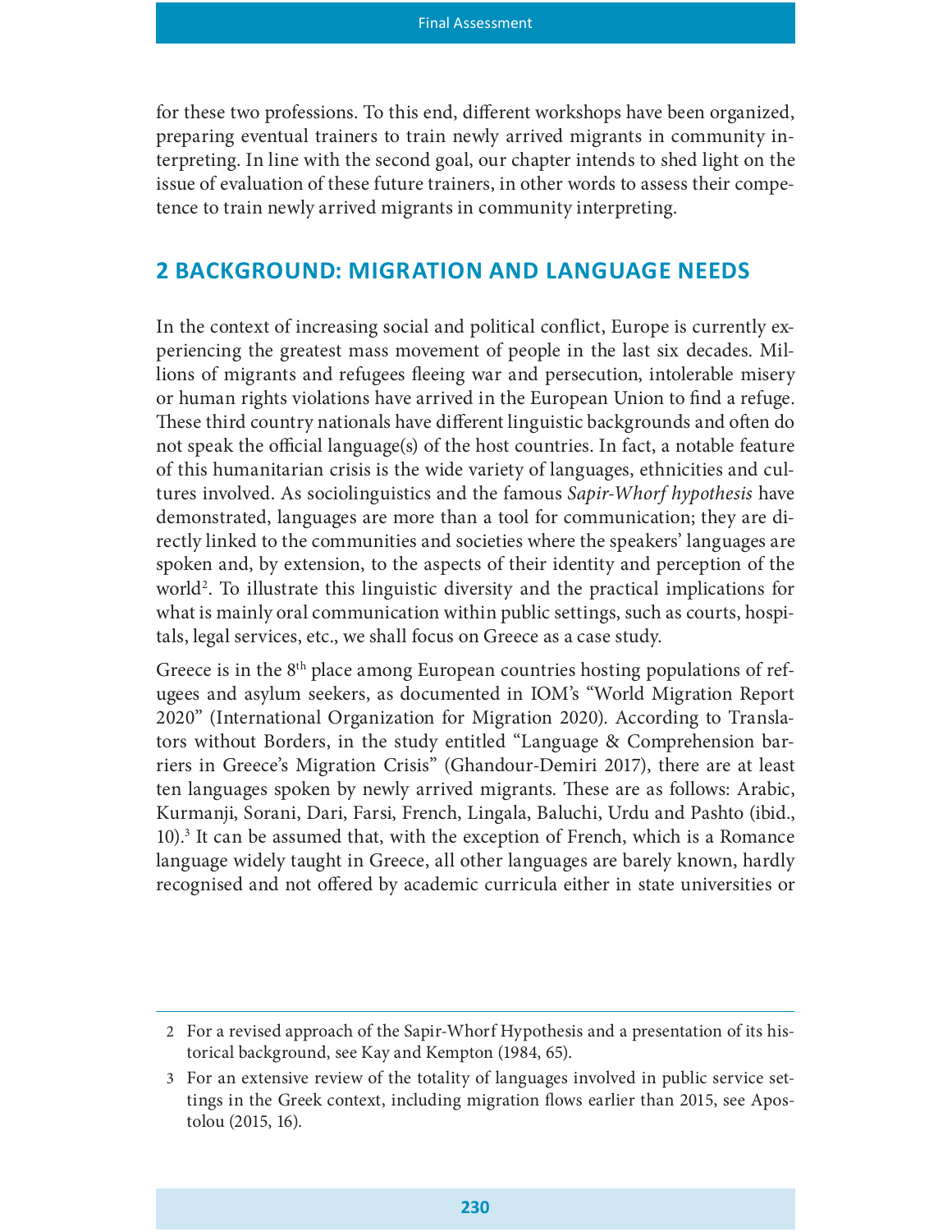for these two professions. To this end, different workshops have been organized, preparing eventual trainers to train newly arrived migrants in community interpreting. In line with the second goal, our chapter intends to shed light on the issue of evaluation of these future trainers, in other words to assess their competence to train newly arrived migrants in community interpreting.

## 2 BACKGROUND: MIGRATION AND LANGUAGE NEEDS

In the context of increasing social and political conflict, Europe is currently experiencing the greatest mass movement of people in the last six decades. Millions of migrants and refugees fleeing war and persecution, intolerable misery or human rights violations have arrived in the European Union to find a refuge. These third country nationals have different linguistic backgrounds and often do not speak the official language(s) of the host countries. In fact, a notable feature of this humanitarian crisis is the wide variety of languages, ethnicities and cultures involved. As sociolinguistics and the famous *Sapir-Whorf hypothesis* have demonstrated, languages are more than a tool for communication; they are directly linked to the communities and societies where the speakers' languages are spoken and, by extension, to the aspects of their identity and perception of the world[2]. To illustrate this linguistic diversity and the practical implications for what is mainly oral communication within public settings, such as courts, hospitals, legal services, etc., we shall focus on Greece as a case study.

Greece is in the 8th place among European countries hosting populations of refugees and asylum seekers, as documented in IOM's "World Migration Report 2020" (International Organization for Migration 2020). According to Translators without Borders, in the study entitled "Language & Comprehension barriers in Greece's Migration Crisis" (Ghandour-Demiri 2017), there are at least ten languages spoken by newly arrived migrants. These are as follows: Arabic, Kurmanji, Sorani, Dari, Farsi, French, Lingala, Baluchi, Urdu and Pashto (ibid., 10).[3] It can be assumed that, with the exception of French, which is a Romance language widely taught in Greece, all other languages are barely known, hardly recognised and not offered by academic curricula either in state universities or

---

2 For a revised approach of the Sapir-Whorf Hypothesis and a presentation of its historical background, see Kay and Kempton (1984, 65).

3 For an extensive review of the totality of languages involved in public service settings in the Greek context, including migration flows earlier than 2015, see Apostolou (2015, 16).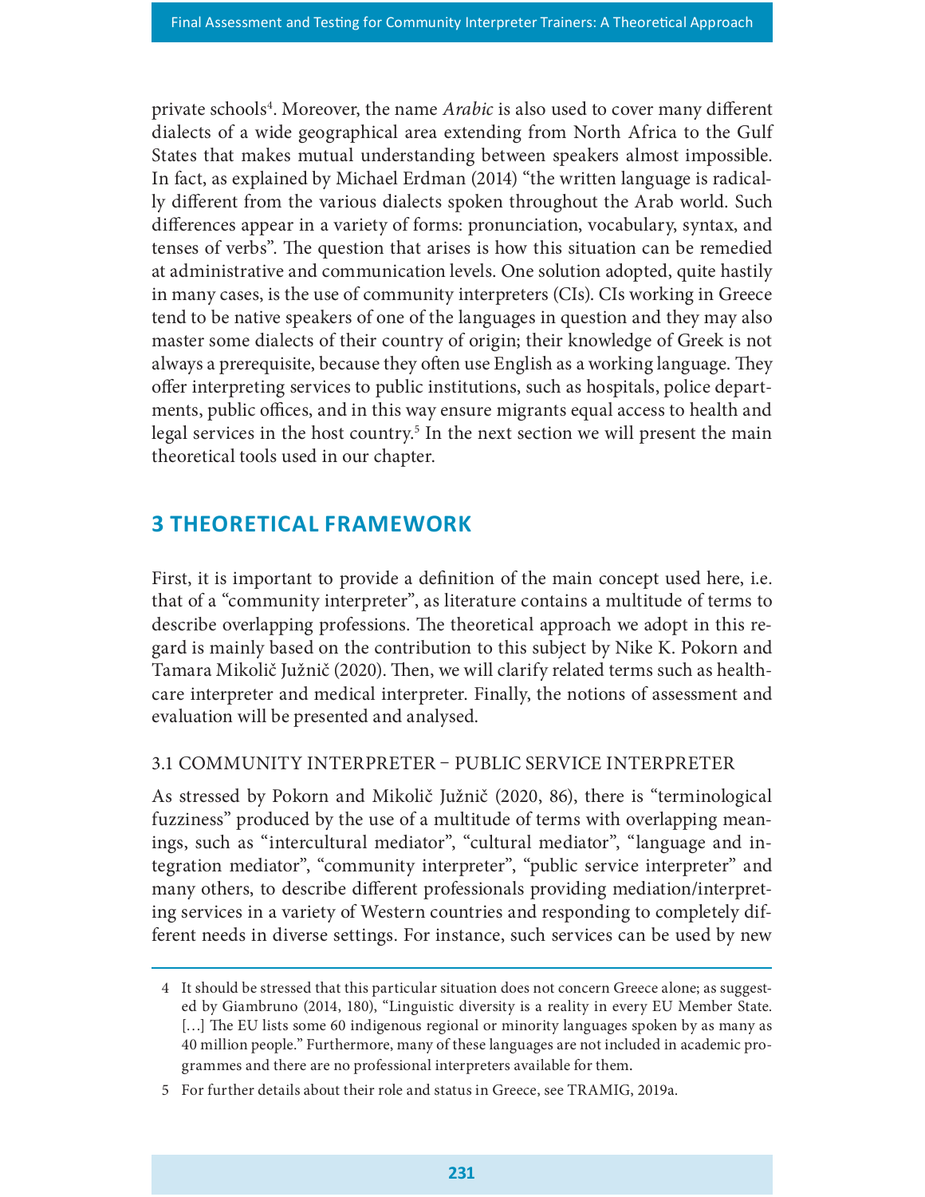private schools[4]. Moreover, the name *Arabic* is also used to cover many different dialects of a wide geographical area extending from North Africa to the Gulf States that makes mutual understanding between speakers almost impossible. In fact, as explained by Michael Erdman (2014) "the written language is radically different from the various dialects spoken throughout the Arab world. Such differences appear in a variety of forms: pronunciation, vocabulary, syntax, and tenses of verbs". The question that arises is how this situation can be remedied at administrative and communication levels. One solution adopted, quite hastily in many cases, is the use of community interpreters (CIs). CIs working in Greece tend to be native speakers of one of the languages in question and they may also master some dialects of their country of origin; their knowledge of Greek is not always a prerequisite, because they often use English as a working language. They offer interpreting services to public institutions, such as hospitals, police departments, public offices, and in this way ensure migrants equal access to health and legal services in the host country.[5] In the next section we will present the main theoretical tools used in our chapter.

## 3 THEORETICAL FRAMEWORK

First, it is important to provide a definition of the main concept used here, i.e. that of a "community interpreter", as literature contains a multitude of terms to describe overlapping professions. The theoretical approach we adopt in this regard is mainly based on the contribution to this subject by Nike K. Pokorn and Tamara Mikolič Južnič (2020). Then, we will clarify related terms such as healthcare interpreter and medical interpreter. Finally, the notions of assessment and evaluation will be presented and analysed.

### 3.1 COMMUNITY INTERPRETER – PUBLIC SERVICE INTERPRETER

As stressed by Pokorn and Mikolič Južnič (2020, 86), there is "terminological fuzziness" produced by the use of a multitude of terms with overlapping meanings, such as "intercultural mediator", "cultural mediator", "language and integration mediator", "community interpreter", "public service interpreter" and many others, to describe different professionals providing mediation/interpreting services in a variety of Western countries and responding to completely different needs in diverse settings. For instance, such services can be used by new

---

4 It should be stressed that this particular situation does not concern Greece alone; as suggested by Giambruno (2014, 180), "Linguistic diversity is a reality in every EU Member State. […] The EU lists some 60 indigenous regional or minority languages spoken by as many as 40 million people." Furthermore, many of these languages are not included in academic programmes and there are no professional interpreters available for them.

5 For further details about their role and status in Greece, see TRAMIG, 2019a.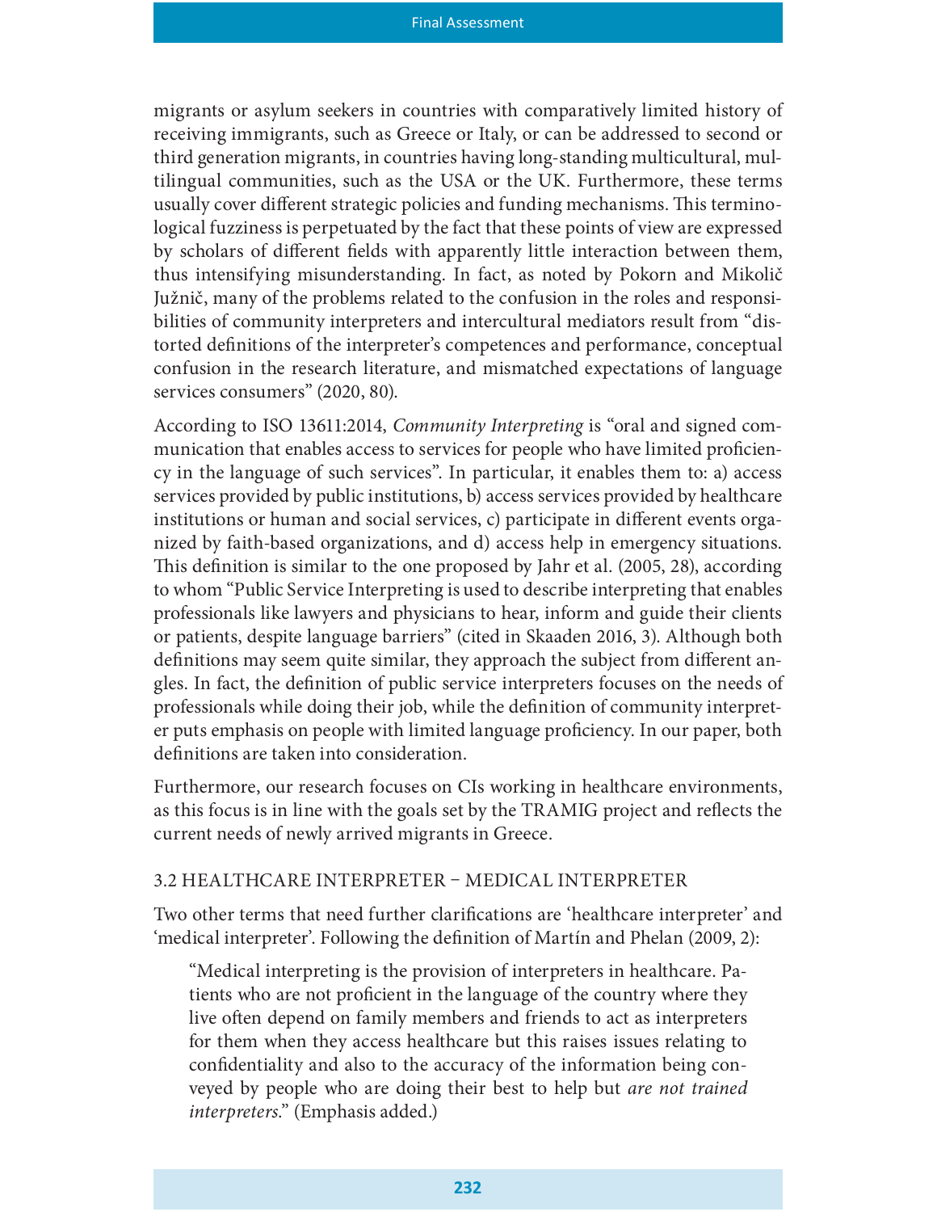migrants or asylum seekers in countries with comparatively limited history of receiving immigrants, such as Greece or Italy, or can be addressed to second or third generation migrants, in countries having long-standing multicultural, multilingual communities, such as the USA or the UK. Furthermore, these terms usually cover different strategic policies and funding mechanisms. This terminological fuzziness is perpetuated by the fact that these points of view are expressed by scholars of different fields with apparently little interaction between them, thus intensifying misunderstanding. In fact, as noted by Pokorn and Mikolič Južnič, many of the problems related to the confusion in the roles and responsibilities of community interpreters and intercultural mediators result from "distorted definitions of the interpreter's competences and performance, conceptual confusion in the research literature, and mismatched expectations of language services consumers" (2020, 80).

According to ISO 13611:2014, *Community Interpreting* is "oral and signed communication that enables access to services for people who have limited proficiency in the language of such services". In particular, it enables them to: a) access services provided by public institutions, b) access services provided by healthcare institutions or human and social services, c) participate in different events organized by faith-based organizations, and d) access help in emergency situations. This definition is similar to the one proposed by Jahr et al. (2005, 28), according to whom "Public Service Interpreting is used to describe interpreting that enables professionals like lawyers and physicians to hear, inform and guide their clients or patients, despite language barriers" (cited in Skaaden 2016, 3). Although both definitions may seem quite similar, they approach the subject from different angles. In fact, the definition of public service interpreters focuses on the needs of professionals while doing their job, while the definition of community interpreter puts emphasis on people with limited language proficiency. In our paper, both definitions are taken into consideration.

Furthermore, our research focuses on CIs working in healthcare environments, as this focus is in line with the goals set by the TRAMIG project and reflects the current needs of newly arrived migrants in Greece.

### 3.2 HEALTHCARE INTERPRETER – MEDICAL INTERPRETER

Two other terms that need further clarifications are 'healthcare interpreter' and 'medical interpreter'. Following the definition of Martín and Phelan (2009, 2):

> "Medical interpreting is the provision of interpreters in healthcare. Patients who are not proficient in the language of the country where they live often depend on family members and friends to act as interpreters for them when they access healthcare but this raises issues relating to confidentiality and also to the accuracy of the information being conveyed by people who are doing their best to help but *are not trained interpreters*." (Emphasis added.)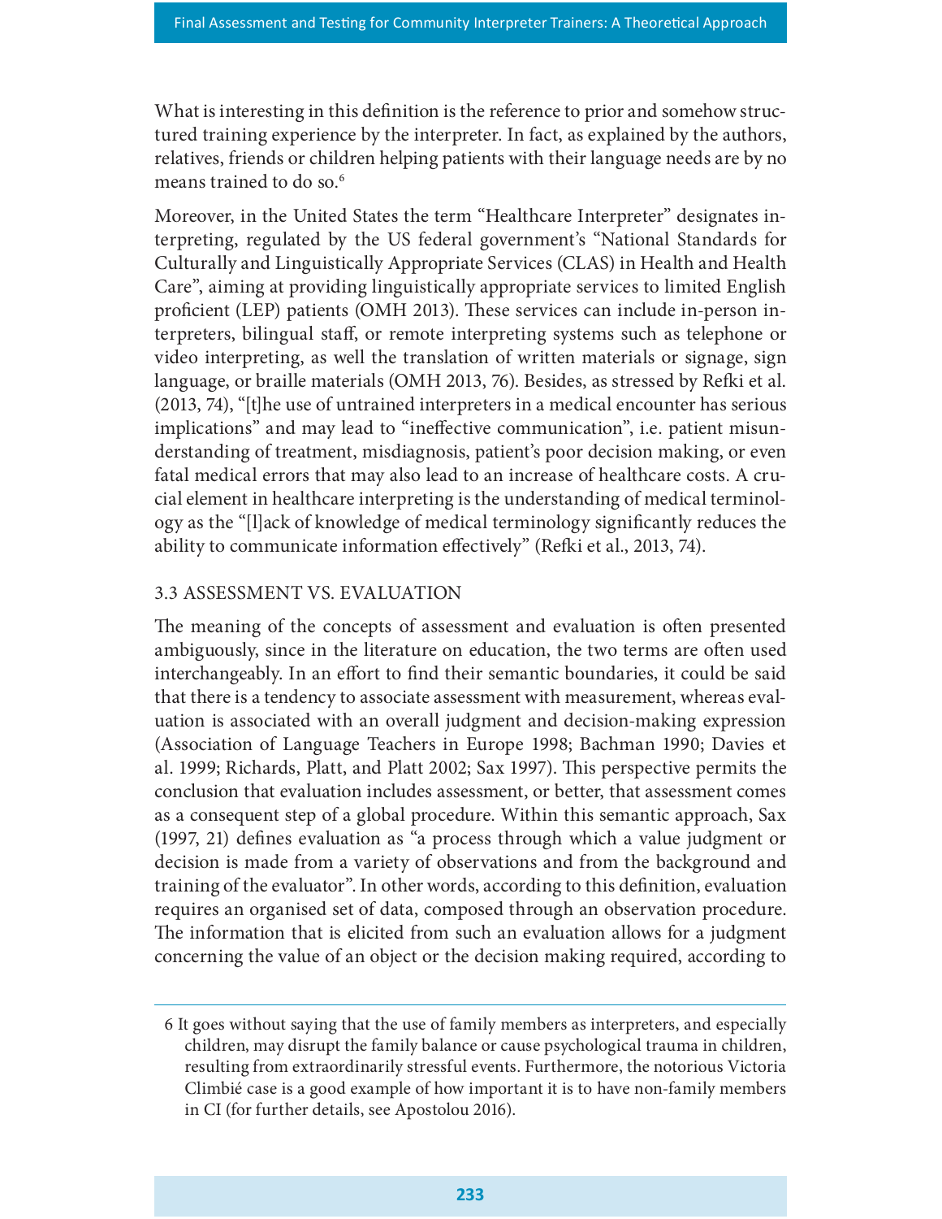What is interesting in this definition is the reference to prior and somehow structured training experience by the interpreter. In fact, as explained by the authors, relatives, friends or children helping patients with their language needs are by no means trained to do so.[6]

Moreover, in the United States the term "Healthcare Interpreter" designates interpreting, regulated by the US federal government's "National Standards for Culturally and Linguistically Appropriate Services (CLAS) in Health and Health Care", aiming at providing linguistically appropriate services to limited English proficient (LEP) patients (OMH 2013). These services can include in-person interpreters, bilingual staff, or remote interpreting systems such as telephone or video interpreting, as well the translation of written materials or signage, sign language, or braille materials (OMH 2013, 76). Besides, as stressed by Refki et al. (2013, 74), "[t]he use of untrained interpreters in a medical encounter has serious implications" and may lead to "ineffective communication", i.e. patient misunderstanding of treatment, misdiagnosis, patient's poor decision making, or even fatal medical errors that may also lead to an increase of healthcare costs. A crucial element in healthcare interpreting is the understanding of medical terminology as the "[l]ack of knowledge of medical terminology significantly reduces the ability to communicate information effectively" (Refki et al., 2013, 74).

### 3.3 ASSESSMENT VS. EVALUATION

The meaning of the concepts of assessment and evaluation is often presented ambiguously, since in the literature on education, the two terms are often used interchangeably. In an effort to find their semantic boundaries, it could be said that there is a tendency to associate assessment with measurement, whereas evaluation is associated with an overall judgment and decision-making expression (Association of Language Teachers in Europe 1998; Bachman 1990; Davies et al. 1999; Richards, Platt, and Platt 2002; Sax 1997). This perspective permits the conclusion that evaluation includes assessment, or better, that assessment comes as a consequent step of a global procedure. Within this semantic approach, Sax (1997, 21) defines evaluation as "a process through which a value judgment or decision is made from a variety of observations and from the background and training of the evaluator". In other words, according to this definition, evaluation requires an organised set of data, composed through an observation procedure. The information that is elicited from such an evaluation allows for a judgment concerning the value of an object or the decision making required, according to

---

6 It goes without saying that the use of family members as interpreters, and especially children, may disrupt the family balance or cause psychological trauma in children, resulting from extraordinarily stressful events. Furthermore, the notorious Victoria Climbié case is a good example of how important it is to have non-family members in CI (for further details, see Apostolou 2016).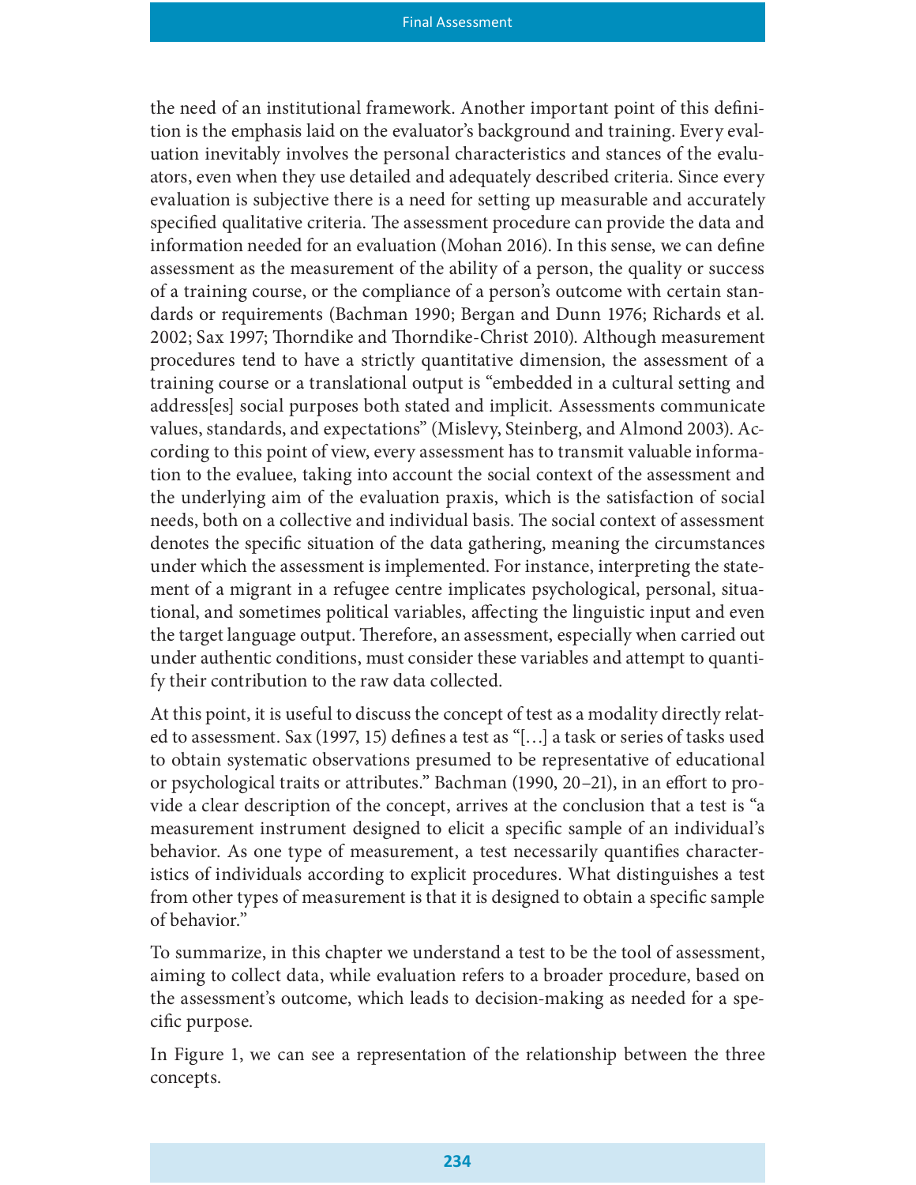the need of an institutional framework. Another important point of this definition is the emphasis laid on the evaluator's background and training. Every evaluation inevitably involves the personal characteristics and stances of the evaluators, even when they use detailed and adequately described criteria. Since every evaluation is subjective there is a need for setting up measurable and accurately specified qualitative criteria. The assessment procedure can provide the data and information needed for an evaluation (Mohan 2016). In this sense, we can define assessment as the measurement of the ability of a person, the quality or success of a training course, or the compliance of a person's outcome with certain standards or requirements (Bachman 1990; Bergan and Dunn 1976; Richards et al. 2002; Sax 1997; Thorndike and Thorndike-Christ 2010). Although measurement procedures tend to have a strictly quantitative dimension, the assessment of a training course or a translational output is "embedded in a cultural setting and address[es] social purposes both stated and implicit. Assessments communicate values, standards, and expectations" (Mislevy, Steinberg, and Almond 2003). According to this point of view, every assessment has to transmit valuable information to the evaluee, taking into account the social context of the assessment and the underlying aim of the evaluation praxis, which is the satisfaction of social needs, both on a collective and individual basis. The social context of assessment denotes the specific situation of the data gathering, meaning the circumstances under which the assessment is implemented. For instance, interpreting the statement of a migrant in a refugee centre implicates psychological, personal, situational, and sometimes political variables, affecting the linguistic input and even the target language output. Therefore, an assessment, especially when carried out under authentic conditions, must consider these variables and attempt to quantify their contribution to the raw data collected.

At this point, it is useful to discuss the concept of test as a modality directly related to assessment. Sax (1997, 15) defines a test as "[…] a task or series of tasks used to obtain systematic observations presumed to be representative of educational or psychological traits or attributes." Bachman (1990, 20–21), in an effort to provide a clear description of the concept, arrives at the conclusion that a test is "a measurement instrument designed to elicit a specific sample of an individual's behavior. As one type of measurement, a test necessarily quantifies characteristics of individuals according to explicit procedures. What distinguishes a test from other types of measurement is that it is designed to obtain a specific sample of behavior."

To summarize, in this chapter we understand a test to be the tool of assessment, aiming to collect data, while evaluation refers to a broader procedure, based on the assessment's outcome, which leads to decision-making as needed for a specific purpose.

In Figure 1, we can see a representation of the relationship between the three concepts.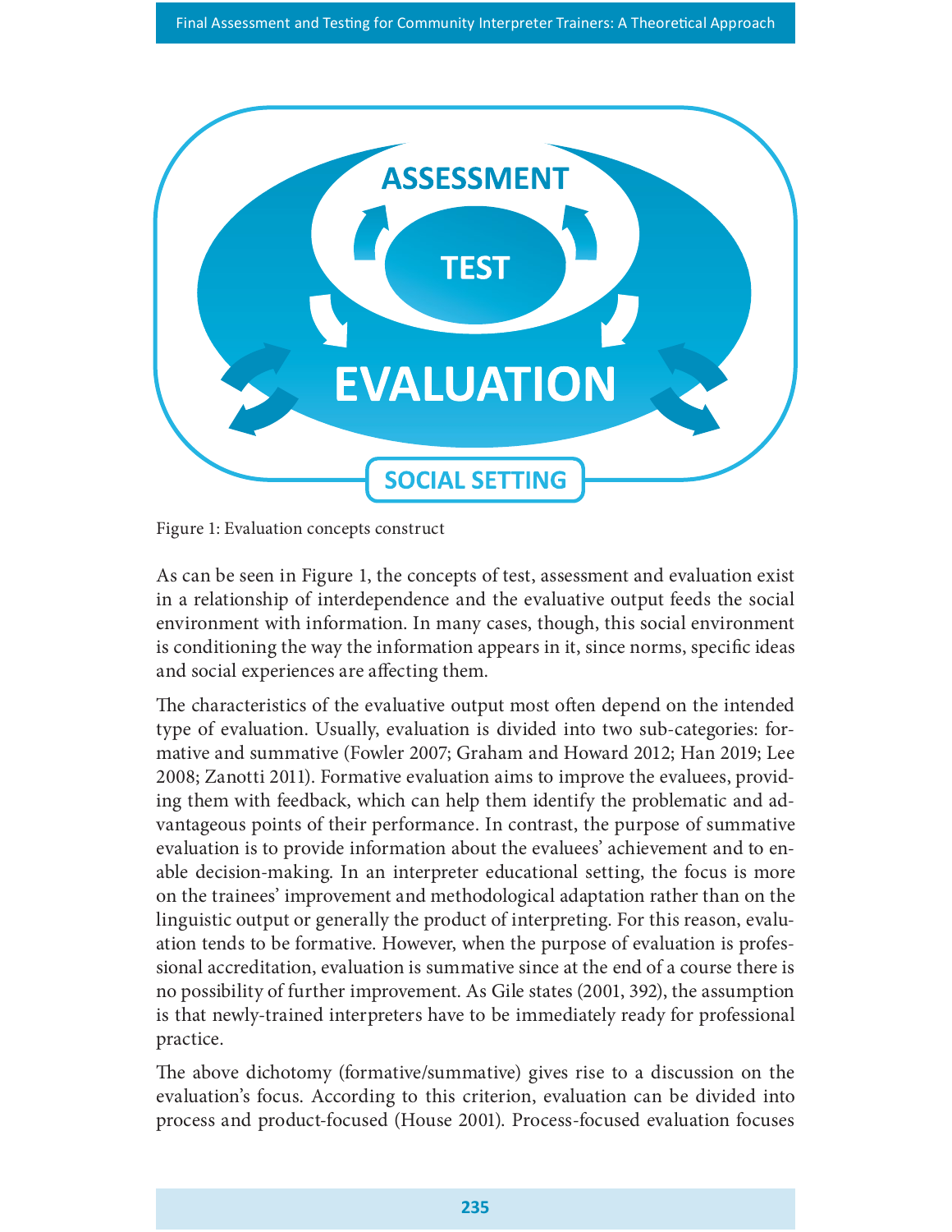Figure 1: Evaluation concepts construct

As can be seen in Figure 1, the concepts of test, assessment and evaluation exist in a relationship of interdependence and the evaluative output feeds the social environment with information. In many cases, though, this social environment is conditioning the way the information appears in it, since norms, specific ideas and social experiences are affecting them.

The characteristics of the evaluative output most often depend on the intended type of evaluation. Usually, evaluation is divided into two sub-categories: formative and summative (Fowler 2007; Graham and Howard 2012; Han 2019; Lee 2008; Zanotti 2011). Formative evaluation aims to improve the evaluees, providing them with feedback, which can help them identify the problematic and advantageous points of their performance. In contrast, the purpose of summative evaluation is to provide information about the evaluees' achievement and to enable decision-making. In an interpreter educational setting, the focus is more on the trainees' improvement and methodological adaptation rather than on the linguistic output or generally the product of interpreting. For this reason, evaluation tends to be formative. However, when the purpose of evaluation is professional accreditation, evaluation is summative since at the end of a course there is no possibility of further improvement. As Gile states (2001, 392), the assumption is that newly-trained interpreters have to be immediately ready for professional practice.

The above dichotomy (formative/summative) gives rise to a discussion on the evaluation's focus. According to this criterion, evaluation can be divided into process and product-focused (House 2001). Process-focused evaluation focuses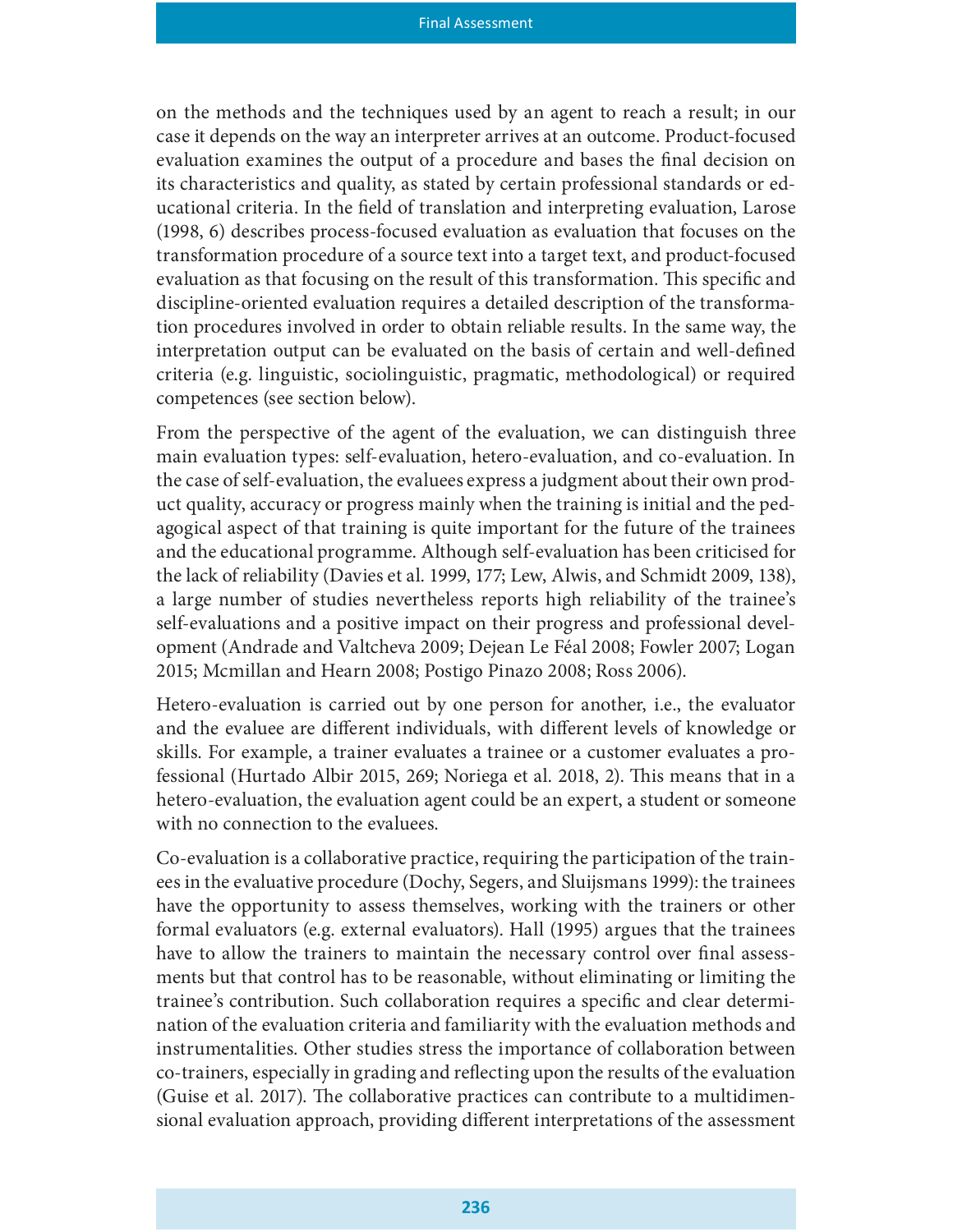on the methods and the techniques used by an agent to reach a result; in our case it depends on the way an interpreter arrives at an outcome. Product-focused evaluation examines the output of a procedure and bases the final decision on its characteristics and quality, as stated by certain professional standards or educational criteria. In the field of translation and interpreting evaluation, Larose (1998, 6) describes process-focused evaluation as evaluation that focuses on the transformation procedure of a source text into a target text, and product-focused evaluation as that focusing on the result of this transformation. This specific and discipline-oriented evaluation requires a detailed description of the transformation procedures involved in order to obtain reliable results. In the same way, the interpretation output can be evaluated on the basis of certain and well-defined criteria (e.g. linguistic, sociolinguistic, pragmatic, methodological) or required competences (see section below).

From the perspective of the agent of the evaluation, we can distinguish three main evaluation types: self-evaluation, hetero-evaluation, and co-evaluation. In the case of self-evaluation, the evaluees express a judgment about their own product quality, accuracy or progress mainly when the training is initial and the pedagogical aspect of that training is quite important for the future of the trainees and the educational programme. Although self-evaluation has been criticised for the lack of reliability (Davies et al. 1999, 177; Lew, Alwis, and Schmidt 2009, 138), a large number of studies nevertheless reports high reliability of the trainee's self-evaluations and a positive impact on their progress and professional development (Andrade and Valtcheva 2009; Dejean Le Féal 2008; Fowler 2007; Logan 2015; Mcmillan and Hearn 2008; Postigo Pinazo 2008; Ross 2006).

Hetero-evaluation is carried out by one person for another, i.e., the evaluator and the evaluee are different individuals, with different levels of knowledge or skills. For example, a trainer evaluates a trainee or a customer evaluates a professional (Hurtado Albir 2015, 269; Noriega et al. 2018, 2). This means that in a hetero-evaluation, the evaluation agent could be an expert, a student or someone with no connection to the evaluees.

Co-evaluation is a collaborative practice, requiring the participation of the trainees in the evaluative procedure (Dochy, Segers, and Sluijsmans 1999): the trainees have the opportunity to assess themselves, working with the trainers or other formal evaluators (e.g. external evaluators). Hall (1995) argues that the trainees have to allow the trainers to maintain the necessary control over final assessments but that control has to be reasonable, without eliminating or limiting the trainee's contribution. Such collaboration requires a specific and clear determination of the evaluation criteria and familiarity with the evaluation methods and instrumentalities. Other studies stress the importance of collaboration between co-trainers, especially in grading and reflecting upon the results of the evaluation (Guise et al. 2017). The collaborative practices can contribute to a multidimensional evaluation approach, providing different interpretations of the assessment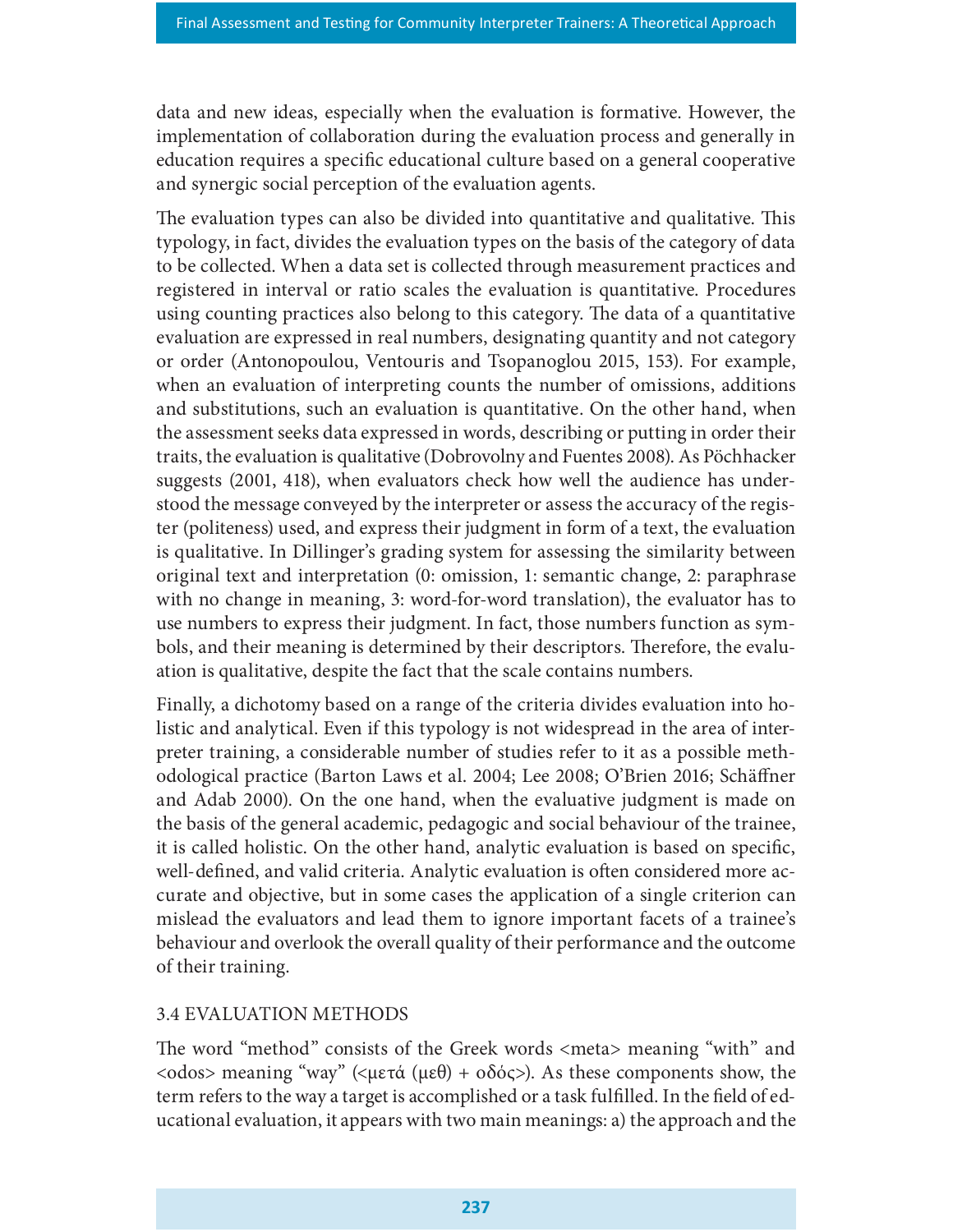data and new ideas, especially when the evaluation is formative. However, the implementation of collaboration during the evaluation process and generally in education requires a specific educational culture based on a general cooperative and synergic social perception of the evaluation agents.

The evaluation types can also be divided into quantitative and qualitative. This typology, in fact, divides the evaluation types on the basis of the category of data to be collected. When a data set is collected through measurement practices and registered in interval or ratio scales the evaluation is quantitative. Procedures using counting practices also belong to this category. The data of a quantitative evaluation are expressed in real numbers, designating quantity and not category or order (Antonopoulou, Ventouris and Tsopanoglou 2015, 153). For example, when an evaluation of interpreting counts the number of omissions, additions and substitutions, such an evaluation is quantitative. On the other hand, when the assessment seeks data expressed in words, describing or putting in order their traits, the evaluation is qualitative (Dobrovolny and Fuentes 2008). As Pöchhacker suggests (2001, 418), when evaluators check how well the audience has understood the message conveyed by the interpreter or assess the accuracy of the register (politeness) used, and express their judgment in form of a text, the evaluation is qualitative. In Dillinger's grading system for assessing the similarity between original text and interpretation (0: omission, 1: semantic change, 2: paraphrase with no change in meaning, 3: word-for-word translation), the evaluator has to use numbers to express their judgment. In fact, those numbers function as symbols, and their meaning is determined by their descriptors. Therefore, the evaluation is qualitative, despite the fact that the scale contains numbers.

Finally, a dichotomy based on a range of the criteria divides evaluation into holistic and analytical. Even if this typology is not widespread in the area of interpreter training, a considerable number of studies refer to it as a possible methodological practice (Barton Laws et al. 2004; Lee 2008; O'Brien 2016; Schäffner and Adab 2000). On the one hand, when the evaluative judgment is made on the basis of the general academic, pedagogic and social behaviour of the trainee, it is called holistic. On the other hand, analytic evaluation is based on specific, well-defined, and valid criteria. Analytic evaluation is often considered more accurate and objective, but in some cases the application of a single criterion can mislead the evaluators and lead them to ignore important facets of a trainee's behaviour and overlook the overall quality of their performance and the outcome of their training.

### 3.4 EVALUATION METHODS

The word "method" consists of the Greek words <meta> meaning "with" and <odos> meaning "way" (<μετά (μεθ) + οδός>). As these components show, the term refers to the way a target is accomplished or a task fulfilled. In the field of educational evaluation, it appears with two main meanings: a) the approach and the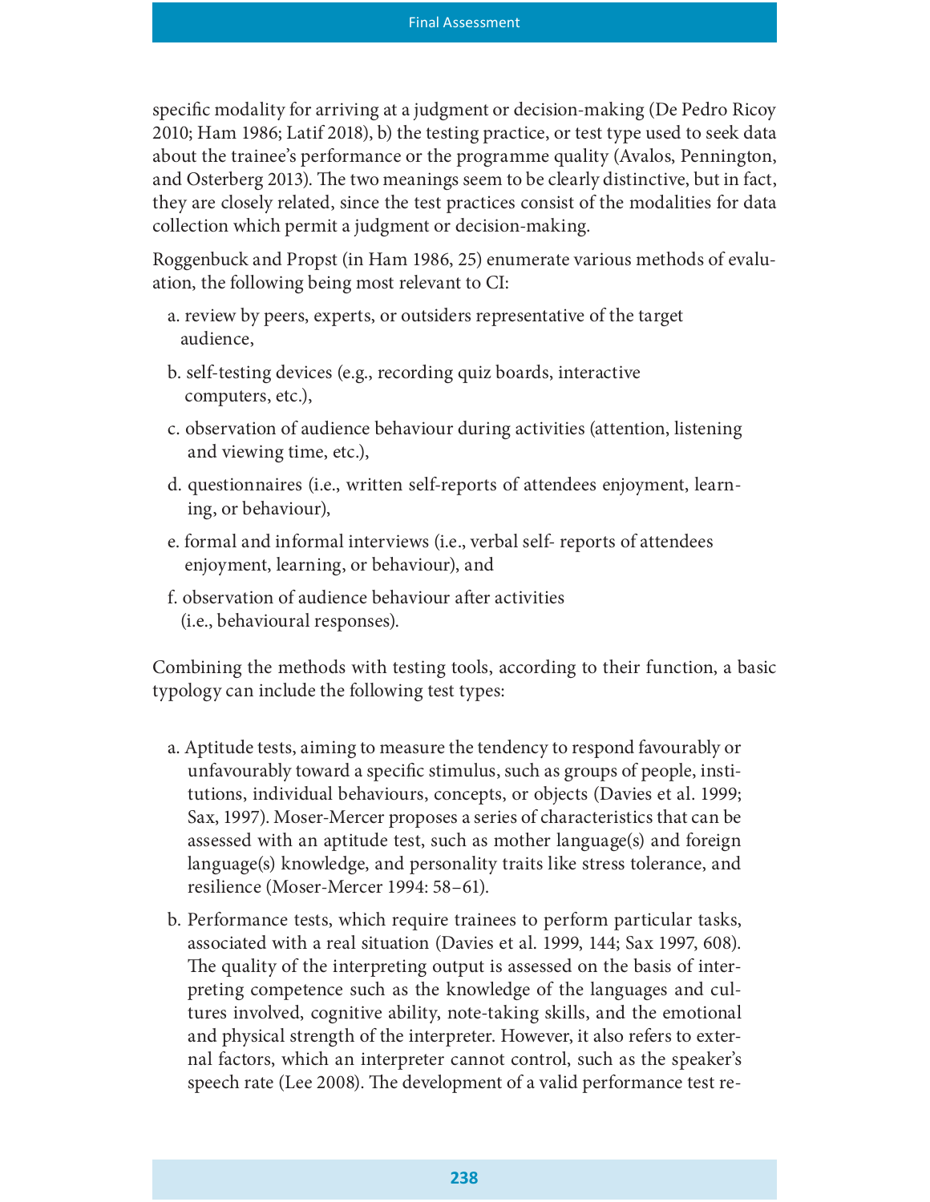specific modality for arriving at a judgment or decision-making (De Pedro Ricoy 2010; Ham 1986; Latif 2018), b) the testing practice, or test type used to seek data about the trainee's performance or the programme quality (Avalos, Pennington, and Osterberg 2013). The two meanings seem to be clearly distinctive, but in fact, they are closely related, since the test practices consist of the modalities for data collection which permit a judgment or decision-making.

Roggenbuck and Propst (in Ham 1986, 25) enumerate various methods of evaluation, the following being most relevant to CI:

a. review by peers, experts, or outsiders representative of the target audience,

b. self-testing devices (e.g., recording quiz boards, interactive computers, etc.),

c. observation of audience behaviour during activities (attention, listening and viewing time, etc.),

d. questionnaires (i.e., written self-reports of attendees enjoyment, learning, or behaviour),

e. formal and informal interviews (i.e., verbal self- reports of attendees enjoyment, learning, or behaviour), and

f. observation of audience behaviour after activities (i.e., behavioural responses).

Combining the methods with testing tools, according to their function, a basic typology can include the following test types:

a. Aptitude tests, aiming to measure the tendency to respond favourably or unfavourably toward a specific stimulus, such as groups of people, institutions, individual behaviours, concepts, or objects (Davies et al. 1999; Sax, 1997). Moser-Mercer proposes a series of characteristics that can be assessed with an aptitude test, such as mother language(s) and foreign language(s) knowledge, and personality traits like stress tolerance, and resilience (Moser-Mercer 1994: 58–61).

b. Performance tests, which require trainees to perform particular tasks, associated with a real situation (Davies et al. 1999, 144; Sax 1997, 608). The quality of the interpreting output is assessed on the basis of interpreting competence such as the knowledge of the languages and cultures involved, cognitive ability, note-taking skills, and the emotional and physical strength of the interpreter. However, it also refers to external factors, which an interpreter cannot control, such as the speaker's speech rate (Lee 2008). The development of a valid performance test re-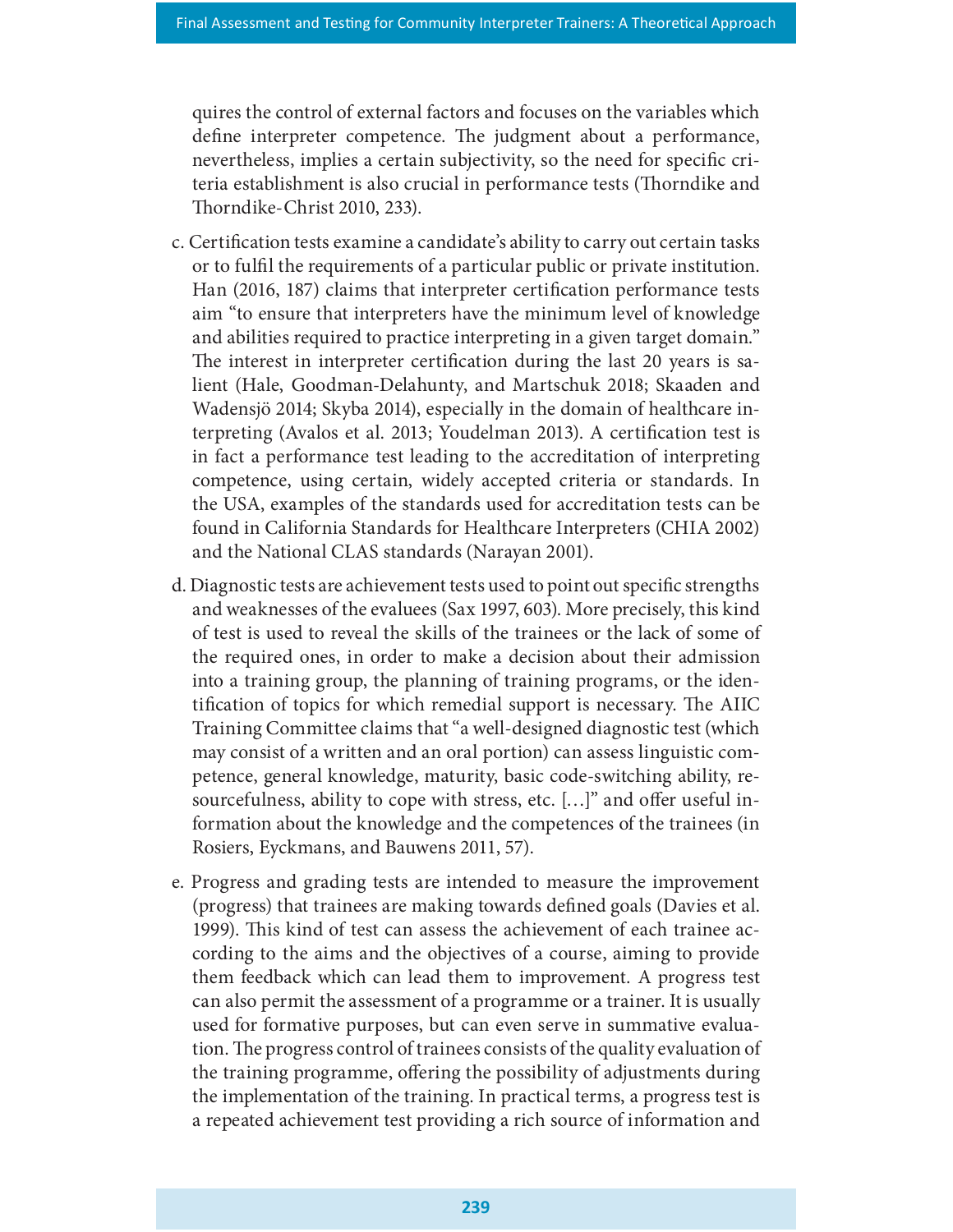quires the control of external factors and focuses on the variables which define interpreter competence. The judgment about a performance, nevertheless, implies a certain subjectivity, so the need for specific criteria establishment is also crucial in performance tests (Thorndike and Thorndike-Christ 2010, 233).

c. Certification tests examine a candidate's ability to carry out certain tasks or to fulfil the requirements of a particular public or private institution. Han (2016, 187) claims that interpreter certification performance tests aim "to ensure that interpreters have the minimum level of knowledge and abilities required to practice interpreting in a given target domain." The interest in interpreter certification during the last 20 years is salient (Hale, Goodman-Delahunty, and Martschuk 2018; Skaaden and Wadensjö 2014; Skyba 2014), especially in the domain of healthcare interpreting (Avalos et al. 2013; Youdelman 2013). A certification test is in fact a performance test leading to the accreditation of interpreting competence, using certain, widely accepted criteria or standards. In the USA, examples of the standards used for accreditation tests can be found in California Standards for Healthcare Interpreters (CHIA 2002) and the National CLAS standards (Narayan 2001).

d. Diagnostic tests are achievement tests used to point out specific strengths and weaknesses of the evaluees (Sax 1997, 603). More precisely, this kind of test is used to reveal the skills of the trainees or the lack of some of the required ones, in order to make a decision about their admission into a training group, the planning of training programs, or the identification of topics for which remedial support is necessary. The AIIC Training Committee claims that "a well-designed diagnostic test (which may consist of a written and an oral portion) can assess linguistic competence, general knowledge, maturity, basic code-switching ability, resourcefulness, ability to cope with stress, etc. […]" and offer useful information about the knowledge and the competences of the trainees (in Rosiers, Eyckmans, and Bauwens 2011, 57).

e. Progress and grading tests are intended to measure the improvement (progress) that trainees are making towards defined goals (Davies et al. 1999). This kind of test can assess the achievement of each trainee according to the aims and the objectives of a course, aiming to provide them feedback which can lead them to improvement. A progress test can also permit the assessment of a programme or a trainer. It is usually used for formative purposes, but can even serve in summative evaluation. The progress control of trainees consists of the quality evaluation of the training programme, offering the possibility of adjustments during the implementation of the training. In practical terms, a progress test is a repeated achievement test providing a rich source of information and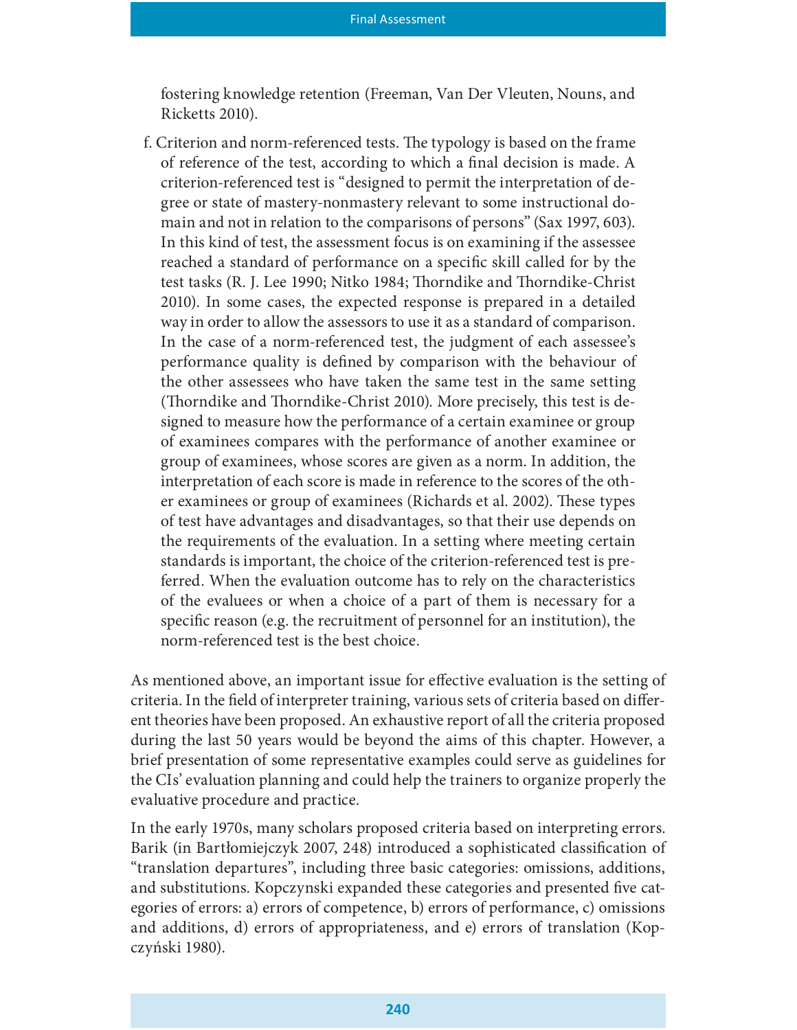fostering knowledge retention (Freeman, Van Der Vleuten, Nouns, and Ricketts 2010).

f. Criterion and norm-referenced tests. The typology is based on the frame of reference of the test, according to which a final decision is made. A criterion-referenced test is "designed to permit the interpretation of degree or state of mastery-nonmastery relevant to some instructional domain and not in relation to the comparisons of persons" (Sax 1997, 603). In this kind of test, the assessment focus is on examining if the assessee reached a standard of performance on a specific skill called for by the test tasks (R. J. Lee 1990; Nitko 1984; Thorndike and Thorndike-Christ 2010). In some cases, the expected response is prepared in a detailed way in order to allow the assessors to use it as a standard of comparison. In the case of a norm-referenced test, the judgment of each assessee's performance quality is defined by comparison with the behaviour of the other assessees who have taken the same test in the same setting (Thorndike and Thorndike-Christ 2010). More precisely, this test is designed to measure how the performance of a certain examinee or group of examinees compares with the performance of another examinee or group of examinees, whose scores are given as a norm. In addition, the interpretation of each score is made in reference to the scores of the other examinees or group of examinees (Richards et al. 2002). These types of test have advantages and disadvantages, so that their use depends on the requirements of the evaluation. In a setting where meeting certain standards is important, the choice of the criterion-referenced test is preferred. When the evaluation outcome has to rely on the characteristics of the evaluees or when a choice of a part of them is necessary for a specific reason (e.g. the recruitment of personnel for an institution), the norm-referenced test is the best choice.

As mentioned above, an important issue for effective evaluation is the setting of criteria. In the field of interpreter training, various sets of criteria based on different theories have been proposed. An exhaustive report of all the criteria proposed during the last 50 years would be beyond the aims of this chapter. However, a brief presentation of some representative examples could serve as guidelines for the CIs' evaluation planning and could help the trainers to organize properly the evaluative procedure and practice.

In the early 1970s, many scholars proposed criteria based on interpreting errors. Barik (in Bartłomiejczyk 2007, 248) introduced a sophisticated classification of "translation departures", including three basic categories: omissions, additions, and substitutions. Kopczynski expanded these categories and presented five categories of errors: a) errors of competence, b) errors of performance, c) omissions and additions, d) errors of appropriateness, and e) errors of translation (Kopczyński 1980).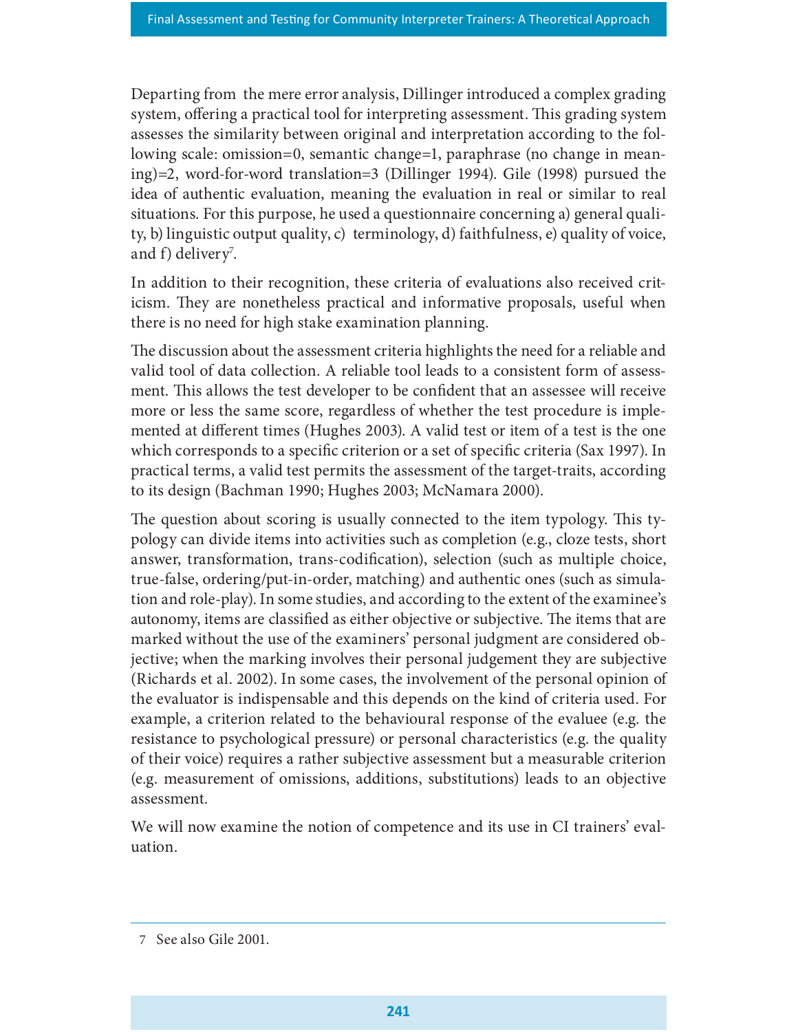Departing from the mere error analysis, Dillinger introduced a complex grading system, offering a practical tool for interpreting assessment. This grading system assesses the similarity between original and interpretation according to the following scale: omission=0, semantic change=1, paraphrase (no change in meaning)=2, word-for-word translation=3 (Dillinger 1994). Gile (1998) pursued the idea of authentic evaluation, meaning the evaluation in real or similar to real situations. For this purpose, he used a questionnaire concerning a) general quality, b) linguistic output quality, c) terminology, d) faithfulness, e) quality of voice, and f) delivery[7].

In addition to their recognition, these criteria of evaluations also received criticism. They are nonetheless practical and informative proposals, useful when there is no need for high stake examination planning.

The discussion about the assessment criteria highlights the need for a reliable and valid tool of data collection. A reliable tool leads to a consistent form of assessment. This allows the test developer to be confident that an assessee will receive more or less the same score, regardless of whether the test procedure is implemented at different times (Hughes 2003). A valid test or item of a test is the one which corresponds to a specific criterion or a set of specific criteria (Sax 1997). In practical terms, a valid test permits the assessment of the target-traits, according to its design (Bachman 1990; Hughes 2003; McNamara 2000).

The question about scoring is usually connected to the item typology. This typology can divide items into activities such as completion (e.g., cloze tests, short answer, transformation, trans-codification), selection (such as multiple choice, true-false, ordering/put-in-order, matching) and authentic ones (such as simulation and role-play). In some studies, and according to the extent of the examinee's autonomy, items are classified as either objective or subjective. The items that are marked without the use of the examiners' personal judgment are considered objective; when the marking involves their personal judgement they are subjective (Richards et al. 2002). In some cases, the involvement of the personal opinion of the evaluator is indispensable and this depends on the kind of criteria used. For example, a criterion related to the behavioural response of the evaluee (e.g. the resistance to psychological pressure) or personal characteristics (e.g. the quality of their voice) requires a rather subjective assessment but a measurable criterion (e.g. measurement of omissions, additions, substitutions) leads to an objective assessment.

We will now examine the notion of competence and its use in CI trainers' evaluation.

---

7 See also Gile 2001.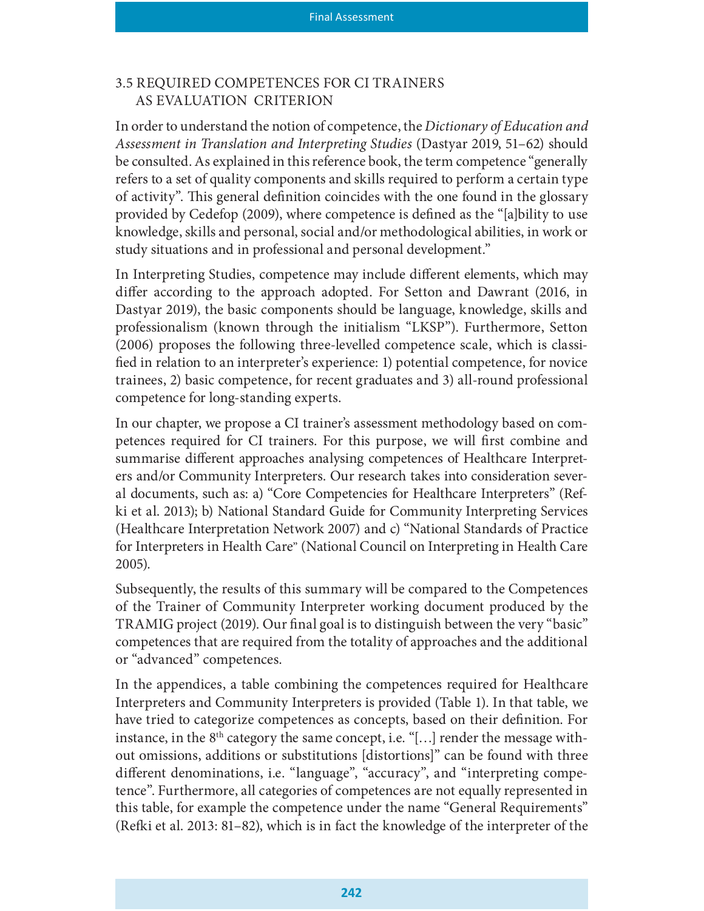## 3.5 REQUIRED COMPETENCES FOR CI TRAINERS AS EVALUATION CRITERION

In order to understand the notion of competence, the *Dictionary of Education and Assessment in Translation and Interpreting Studies* (Dastyar 2019, 51–62) should be consulted. As explained in this reference book, the term competence "generally refers to a set of quality components and skills required to perform a certain type of activity". This general definition coincides with the one found in the glossary provided by Cedefop (2009), where competence is defined as the "[a]bility to use knowledge, skills and personal, social and/or methodological abilities, in work or study situations and in professional and personal development."

In Interpreting Studies, competence may include different elements, which may differ according to the approach adopted. For Setton and Dawrant (2016, in Dastyar 2019), the basic components should be language, knowledge, skills and professionalism (known through the initialism "LKSP"). Furthermore, Setton (2006) proposes the following three-levelled competence scale, which is classified in relation to an interpreter's experience: 1) potential competence, for novice trainees, 2) basic competence, for recent graduates and 3) all-round professional competence for long-standing experts.

In our chapter, we propose a CI trainer's assessment methodology based on competences required for CI trainers. For this purpose, we will first combine and summarise different approaches analysing competences of Healthcare Interpreters and/or Community Interpreters. Our research takes into consideration several documents, such as: a) "Core Competencies for Healthcare Interpreters" (Refki et al. 2013); b) National Standard Guide for Community Interpreting Services (Healthcare Interpretation Network 2007) and c) "National Standards of Practice for Interpreters in Health Care" (National Council on Interpreting in Health Care 2005).

Subsequently, the results of this summary will be compared to the Competences of the Trainer of Community Interpreter working document produced by the TRAMIG project (2019). Our final goal is to distinguish between the very "basic" competences that are required from the totality of approaches and the additional or "advanced" competences.

In the appendices, a table combining the competences required for Healthcare Interpreters and Community Interpreters is provided (Table 1). In that table, we have tried to categorize competences as concepts, based on their definition. For instance, in the 8th category the same concept, i.e. "[…] render the message without omissions, additions or substitutions [distortions]" can be found with three different denominations, i.e. "language", "accuracy", and "interpreting competence". Furthermore, all categories of competences are not equally represented in this table, for example the competence under the name "General Requirements" (Refki et al. 2013: 81–82), which is in fact the knowledge of the interpreter of the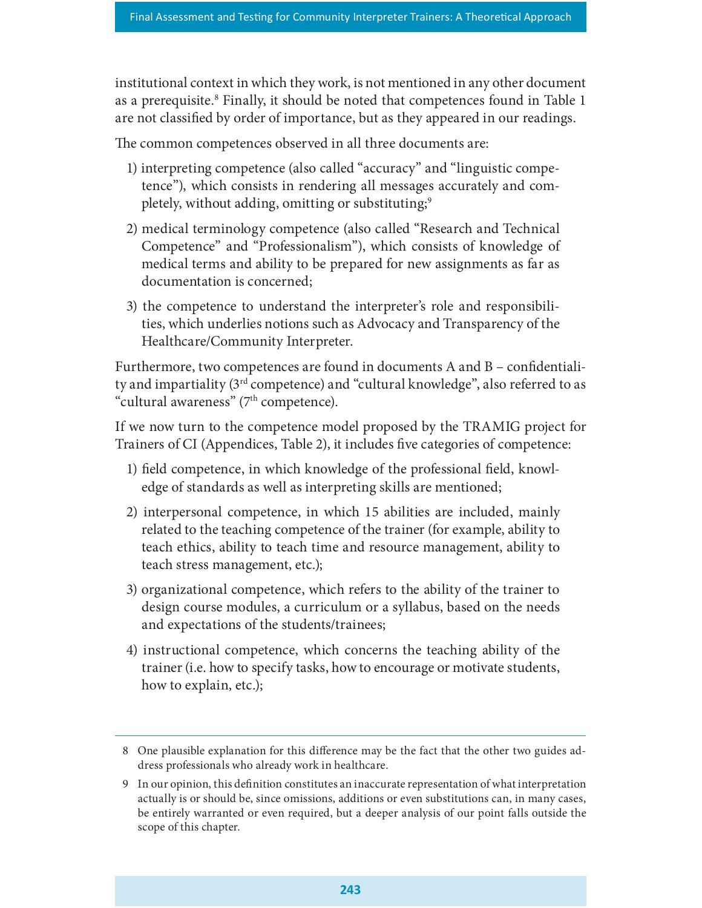institutional context in which they work, is not mentioned in any other document as a prerequisite.[8] Finally, it should be noted that competences found in Table 1 are not classified by order of importance, but as they appeared in our readings.

The common competences observed in all three documents are:

1) interpreting competence (also called "accuracy" and "linguistic competence"), which consists in rendering all messages accurately and completely, without adding, omitting or substituting;[9]

2) medical terminology competence (also called "Research and Technical Competence" and "Professionalism"), which consists of knowledge of medical terms and ability to be prepared for new assignments as far as documentation is concerned;

3) the competence to understand the interpreter's role and responsibilities, which underlies notions such as Advocacy and Transparency of the Healthcare/Community Interpreter.

Furthermore, two competences are found in documents A and B – confidentiality and impartiality (3rd competence) and "cultural knowledge", also referred to as "cultural awareness" (7th competence).

If we now turn to the competence model proposed by the TRAMIG project for Trainers of CI (Appendices, Table 2), it includes five categories of competence:

1) field competence, in which knowledge of the professional field, knowledge of standards as well as interpreting skills are mentioned;

2) interpersonal competence, in which 15 abilities are included, mainly related to the teaching competence of the trainer (for example, ability to teach ethics, ability to teach time and resource management, ability to teach stress management, etc.);

3) organizational competence, which refers to the ability of the trainer to design course modules, a curriculum or a syllabus, based on the needs and expectations of the students/trainees;

4) instructional competence, which concerns the teaching ability of the trainer (i.e. how to specify tasks, how to encourage or motivate students, how to explain, etc.);

---

8 One plausible explanation for this difference may be the fact that the other two guides address professionals who already work in healthcare.

9 In our opinion, this definition constitutes an inaccurate representation of what interpretation actually is or should be, since omissions, additions or even substitutions can, in many cases, be entirely warranted or even required, but a deeper analysis of our point falls outside the scope of this chapter.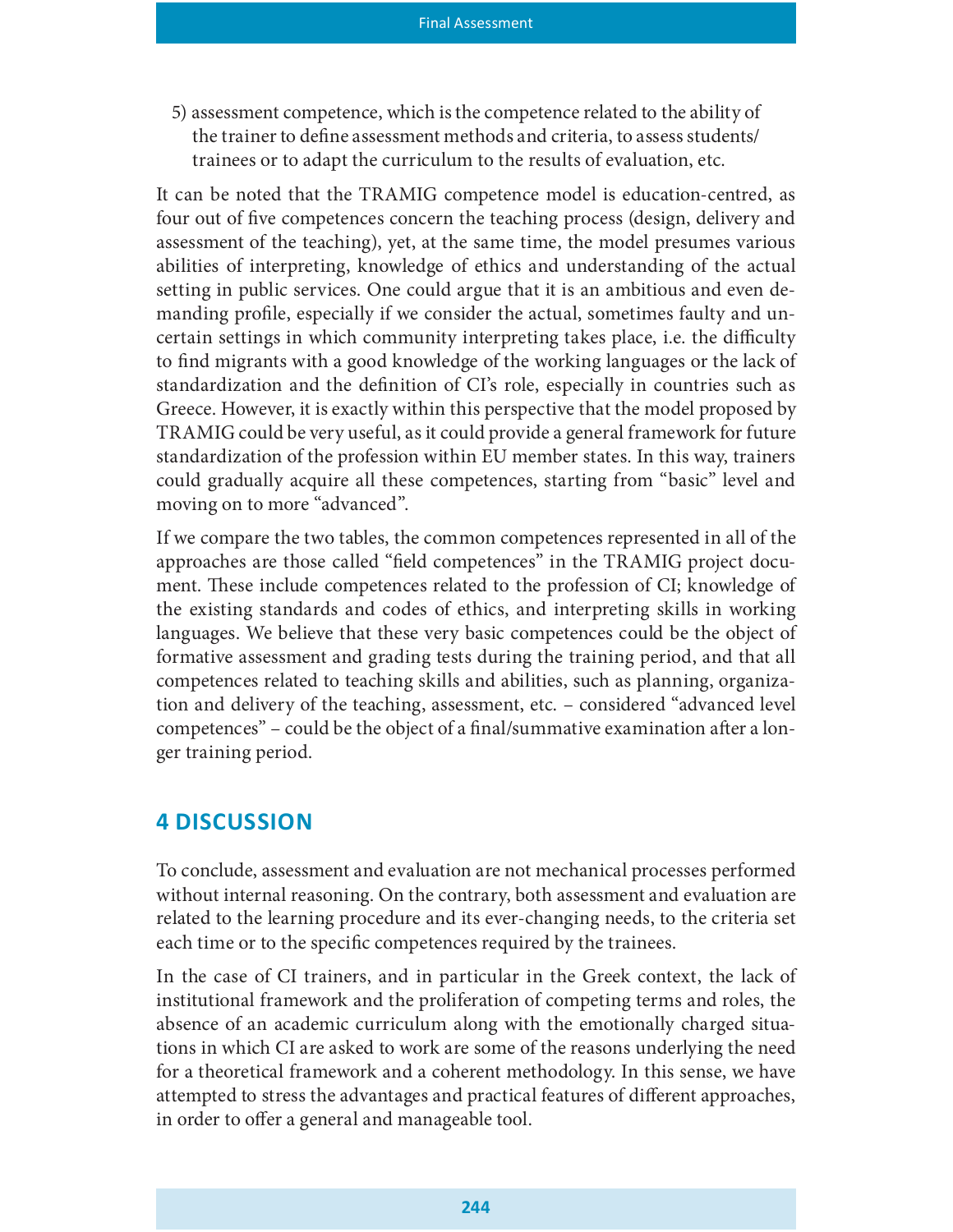5) assessment competence, which is the competence related to the ability of the trainer to define assessment methods and criteria, to assess students/trainees or to adapt the curriculum to the results of evaluation, etc.

It can be noted that the TRAMIG competence model is education-centred, as four out of five competences concern the teaching process (design, delivery and assessment of the teaching), yet, at the same time, the model presumes various abilities of interpreting, knowledge of ethics and understanding of the actual setting in public services. One could argue that it is an ambitious and even demanding profile, especially if we consider the actual, sometimes faulty and uncertain settings in which community interpreting takes place, i.e. the difficulty to find migrants with a good knowledge of the working languages or the lack of standardization and the definition of CI's role, especially in countries such as Greece. However, it is exactly within this perspective that the model proposed by TRAMIG could be very useful, as it could provide a general framework for future standardization of the profession within EU member states. In this way, trainers could gradually acquire all these competences, starting from "basic" level and moving on to more "advanced".

If we compare the two tables, the common competences represented in all of the approaches are those called "field competences" in the TRAMIG project document. These include competences related to the profession of CI; knowledge of the existing standards and codes of ethics, and interpreting skills in working languages. We believe that these very basic competences could be the object of formative assessment and grading tests during the training period, and that all competences related to teaching skills and abilities, such as planning, organization and delivery of the teaching, assessment, etc. – considered "advanced level competences" – could be the object of a final/summative examination after a longer training period.

## 4 DISCUSSION

To conclude, assessment and evaluation are not mechanical processes performed without internal reasoning. On the contrary, both assessment and evaluation are related to the learning procedure and its ever-changing needs, to the criteria set each time or to the specific competences required by the trainees.

In the case of CI trainers, and in particular in the Greek context, the lack of institutional framework and the proliferation of competing terms and roles, the absence of an academic curriculum along with the emotionally charged situations in which CI are asked to work are some of the reasons underlying the need for a theoretical framework and a coherent methodology. In this sense, we have attempted to stress the advantages and practical features of different approaches, in order to offer a general and manageable tool.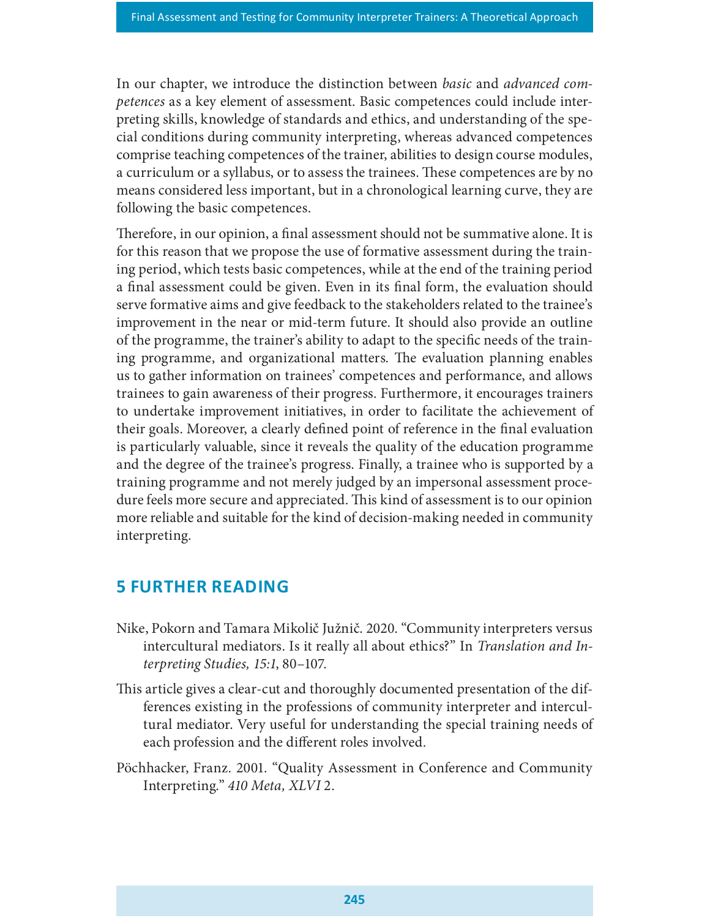In our chapter, we introduce the distinction between *basic* and *advanced competences* as a key element of assessment. Basic competences could include interpreting skills, knowledge of standards and ethics, and understanding of the special conditions during community interpreting, whereas advanced competences comprise teaching competences of the trainer, abilities to design course modules, a curriculum or a syllabus, or to assess the trainees. These competences are by no means considered less important, but in a chronological learning curve, they are following the basic competences.

Therefore, in our opinion, a final assessment should not be summative alone. It is for this reason that we propose the use of formative assessment during the training period, which tests basic competences, while at the end of the training period a final assessment could be given. Even in its final form, the evaluation should serve formative aims and give feedback to the stakeholders related to the trainee's improvement in the near or mid-term future. It should also provide an outline of the programme, the trainer's ability to adapt to the specific needs of the training programme, and organizational matters. The evaluation planning enables us to gather information on trainees' competences and performance, and allows trainees to gain awareness of their progress. Furthermore, it encourages trainers to undertake improvement initiatives, in order to facilitate the achievement of their goals. Moreover, a clearly defined point of reference in the final evaluation is particularly valuable, since it reveals the quality of the education programme and the degree of the trainee's progress. Finally, a trainee who is supported by a training programme and not merely judged by an impersonal assessment procedure feels more secure and appreciated. This kind of assessment is to our opinion more reliable and suitable for the kind of decision-making needed in community interpreting.

## 5 FURTHER READING

Nike, Pokorn and Tamara Mikolič Južnič. 2020. "Community interpreters versus intercultural mediators. Is it really all about ethics?" In *Translation and Interpreting Studies, 15:1*, 80–107.

This article gives a clear-cut and thoroughly documented presentation of the differences existing in the professions of community interpreter and intercultural mediator. Very useful for understanding the special training needs of each profession and the different roles involved.

Pöchhacker, Franz. 2001. "Quality Assessment in Conference and Community Interpreting." *410 Meta, XLVI* 2.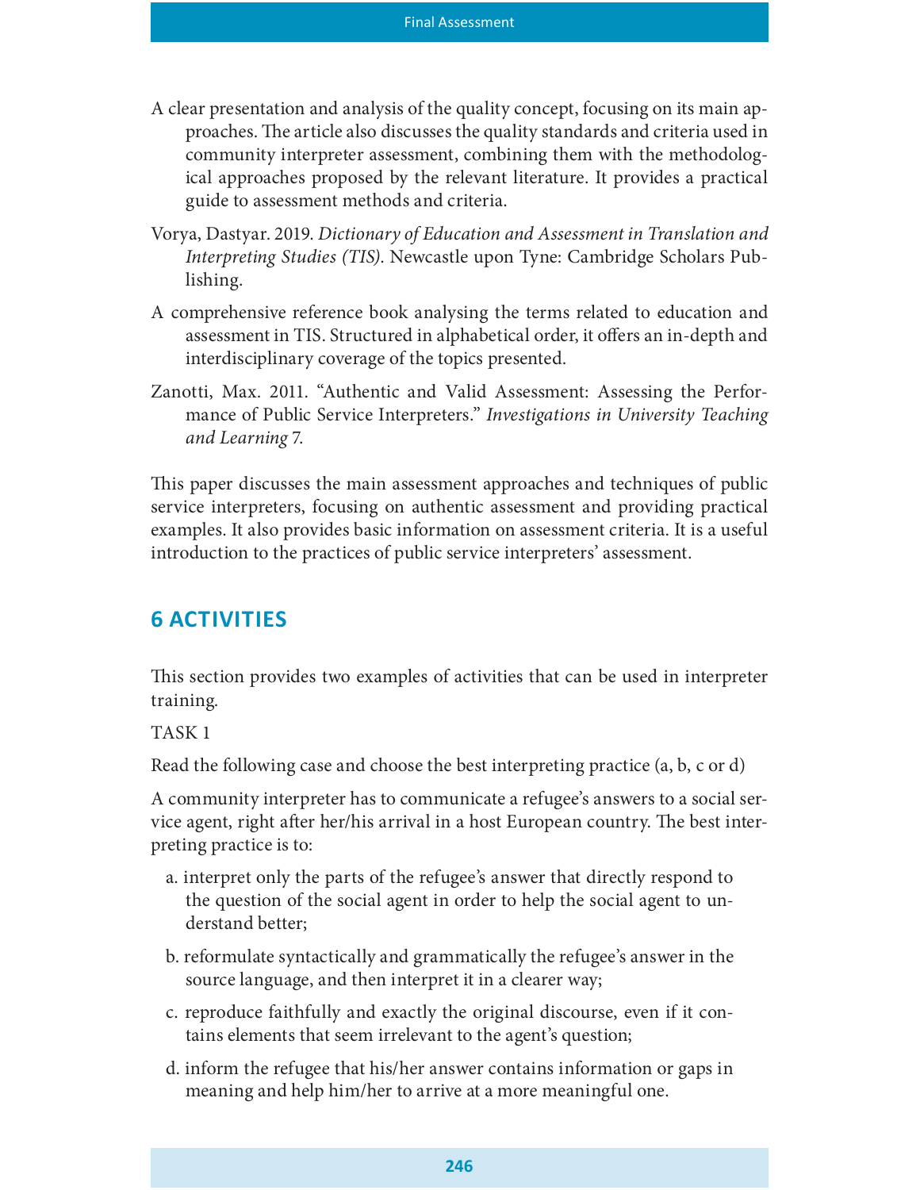A clear presentation and analysis of the quality concept, focusing on its main approaches. The article also discusses the quality standards and criteria used in community interpreter assessment, combining them with the methodological approaches proposed by the relevant literature. It provides a practical guide to assessment methods and criteria.

Vorya, Dastyar. 2019. *Dictionary of Education and Assessment in Translation and Interpreting Studies (TIS)*. Newcastle upon Tyne: Cambridge Scholars Publishing.

A comprehensive reference book analysing the terms related to education and assessment in TIS. Structured in alphabetical order, it offers an in-depth and interdisciplinary coverage of the topics presented.

Zanotti, Max. 2011. "Authentic and Valid Assessment: Assessing the Performance of Public Service Interpreters." *Investigations in University Teaching and Learning* 7.

This paper discusses the main assessment approaches and techniques of public service interpreters, focusing on authentic assessment and providing practical examples. It also provides basic information on assessment criteria. It is a useful introduction to the practices of public service interpreters' assessment.

## 6 ACTIVITIES

This section provides two examples of activities that can be used in interpreter training.

TASK 1

Read the following case and choose the best interpreting practice (a, b, c or d)

A community interpreter has to communicate a refugee's answers to a social service agent, right after her/his arrival in a host European country. The best interpreting practice is to:

a. interpret only the parts of the refugee's answer that directly respond to the question of the social agent in order to help the social agent to understand better;

b. reformulate syntactically and grammatically the refugee's answer in the source language, and then interpret it in a clearer way;

c. reproduce faithfully and exactly the original discourse, even if it contains elements that seem irrelevant to the agent's question;

d. inform the refugee that his/her answer contains information or gaps in meaning and help him/her to arrive at a more meaningful one.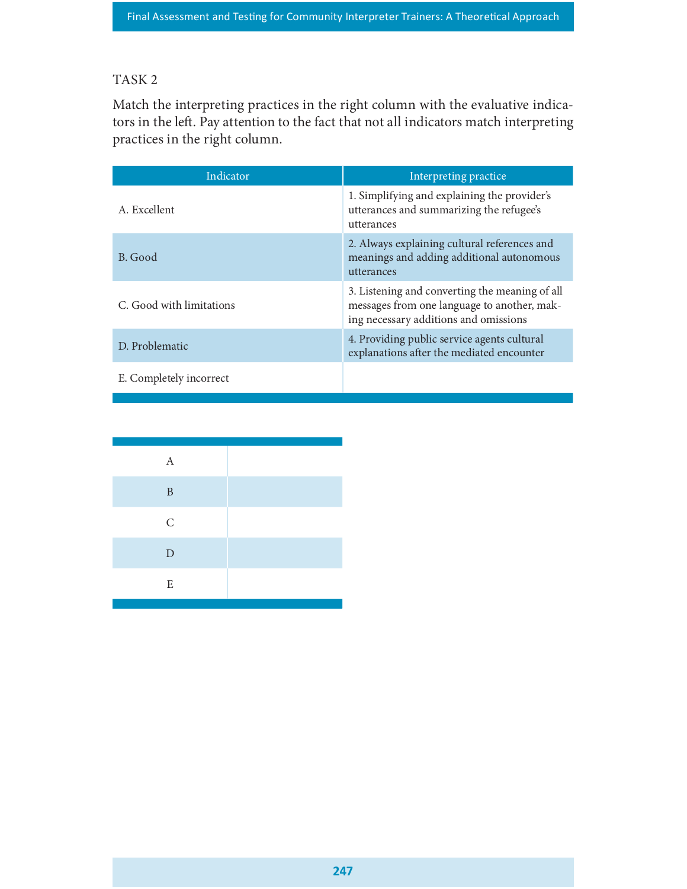TASK 2

Match the interpreting practices in the right column with the evaluative indicators in the left. Pay attention to the fact that not all indicators match interpreting practices in the right column.

| Indicator | Interpreting practice |
|---|---|
| A. Excellent | 1. Simplifying and explaining the provider's utterances and summarizing the refugee's utterances |
| B. Good | 2. Always explaining cultural references and meanings and adding additional autonomous utterances |
| C. Good with limitations | 3. Listening and converting the meaning of all messages from one language to another, making necessary additions and omissions |
| D. Problematic | 4. Providing public service agents cultural explanations after the mediated encounter |
| E. Completely incorrect | |

| | |
|---|---|
| A | |
| B | |
| C | |
| D | |
| E | |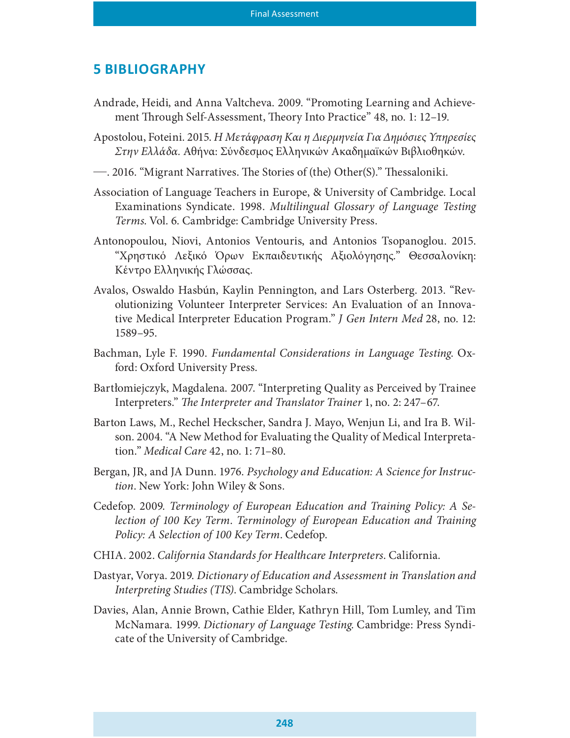## 5 BIBLIOGRAPHY

Andrade, Heidi, and Anna Valtcheva. 2009. "Promoting Learning and Achievement Through Self-Assessment, Theory Into Practice" 48, no. 1: 12–19.

Apostolou, Foteini. 2015. *Η Μετάφραση Και η Διερμηνεία Για Δημόσιες Υπηρεσίες Στην Ελλάδα*. Αθήνα: Σύνδεσμος Ελληνικών Ακαδημαϊκών Βιβλιοθηκών.

—. 2016. "Migrant Narratives. The Stories of (the) Other(S)." Thessaloniki.

Association of Language Teachers in Europe, & University of Cambridge. Local Examinations Syndicate. 1998. *Multilingual Glossary of Language Testing Terms*. Vol. 6. Cambridge: Cambridge University Press.

Antonopoulou, Niovi, Antonios Ventouris, and Antonios Tsopanoglou. 2015. "Χρηστικό Λεξικό Όρων Εκπαιδευτικής Αξιολόγησης." Θεσσαλονίκη: Κέντρο Ελληνικής Γλώσσας.

Avalos, Oswaldo Hasbún, Kaylin Pennington, and Lars Osterberg. 2013. "Revolutionizing Volunteer Interpreter Services: An Evaluation of an Innovative Medical Interpreter Education Program." *J Gen Intern Med* 28, no. 12: 1589–95.

Bachman, Lyle F. 1990. *Fundamental Considerations in Language Testing*. Oxford: Oxford University Press.

Bartłomiejczyk, Magdalena. 2007. "Interpreting Quality as Perceived by Trainee Interpreters." *The Interpreter and Translator Trainer* 1, no. 2: 247–67.

Barton Laws, M., Rechel Heckscher, Sandra J. Mayo, Wenjun Li, and Ira B. Wilson. 2004. "A New Method for Evaluating the Quality of Medical Interpretation." *Medical Care* 42, no. 1: 71–80.

Bergan, JR, and JA Dunn. 1976. *Psychology and Education: A Science for Instruction*. New York: John Wiley & Sons.

Cedefop. 2009. *Terminology of European Education and Training Policy: A Selection of 100 Key Term*. *Terminology of European Education and Training Policy: A Selection of 100 Key Term*. Cedefop.

CHIA. 2002. *California Standards for Healthcare Interpreters*. California.

Dastyar, Vorya. 2019. *Dictionary of Education and Assessment in Translation and Interpreting Studies (TIS)*. Cambridge Scholars.

Davies, Alan, Annie Brown, Cathie Elder, Kathryn Hill, Tom Lumley, and Tim McNamara. 1999. *Dictionary of Language Testing*. Cambridge: Press Syndicate of the University of Cambridge.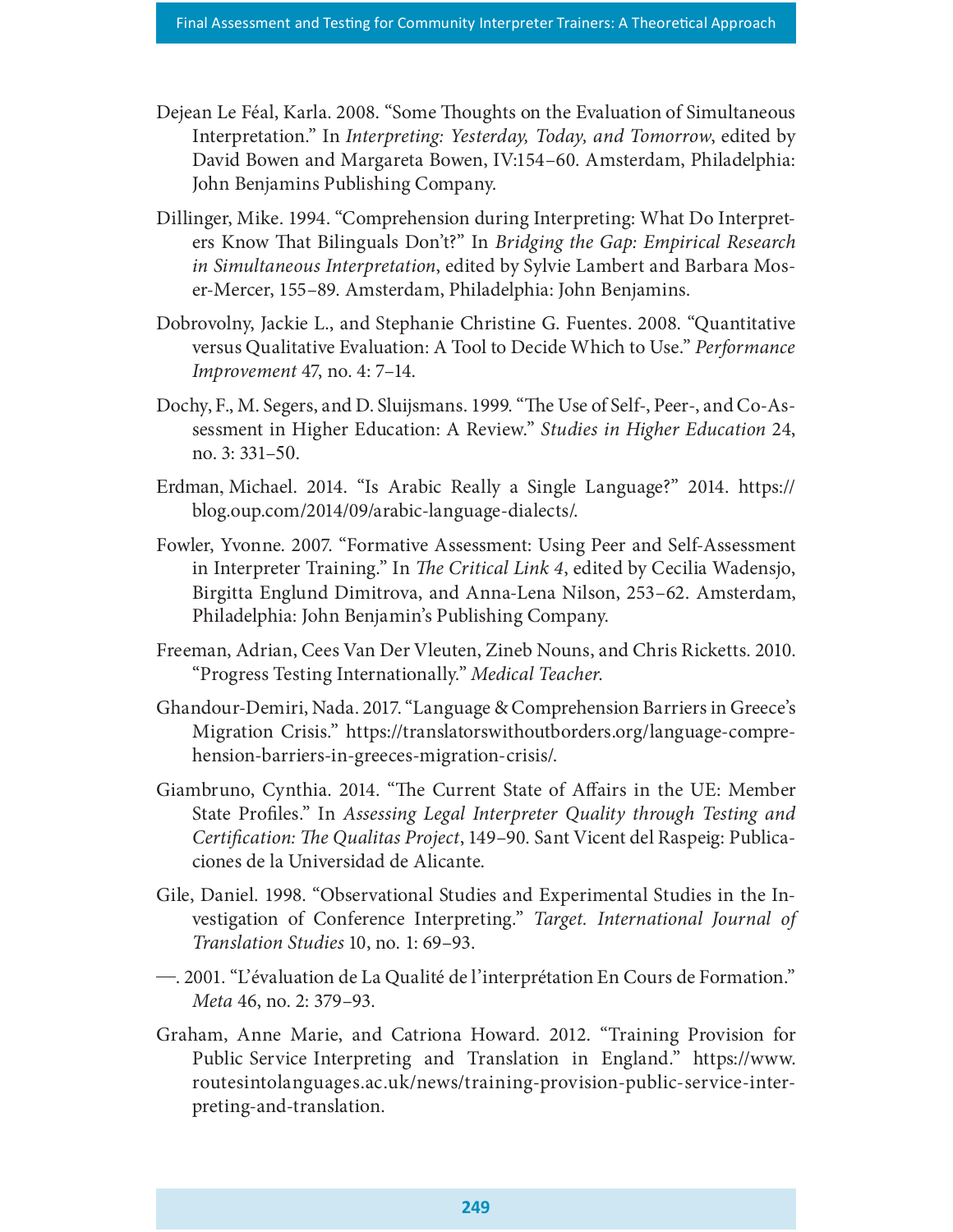Dejean Le Féal, Karla. 2008. "Some Thoughts on the Evaluation of Simultaneous Interpretation." In *Interpreting: Yesterday, Today, and Tomorrow*, edited by David Bowen and Margareta Bowen, IV:154–60. Amsterdam, Philadelphia: John Benjamins Publishing Company.

Dillinger, Mike. 1994. "Comprehension during Interpreting: What Do Interpreters Know That Bilinguals Don't?" In *Bridging the Gap: Empirical Research in Simultaneous Interpretation*, edited by Sylvie Lambert and Barbara Moser-Mercer, 155–89. Amsterdam, Philadelphia: John Benjamins.

Dobrovolny, Jackie L., and Stephanie Christine G. Fuentes. 2008. "Quantitative versus Qualitative Evaluation: A Tool to Decide Which to Use." *Performance Improvement* 47, no. 4: 7–14.

Dochy, F., M. Segers, and D. Sluijsmans. 1999. "The Use of Self-, Peer-, and Co-Assessment in Higher Education: A Review." *Studies in Higher Education* 24, no. 3: 331–50.

Erdman, Michael. 2014. "Is Arabic Really a Single Language?" 2014. https://blog.oup.com/2014/09/arabic-language-dialects/.

Fowler, Yvonne. 2007. "Formative Assessment: Using Peer and Self-Assessment in Interpreter Training." In *The Critical Link 4*, edited by Cecilia Wadensjo, Birgitta Englund Dimitrova, and Anna-Lena Nilson, 253–62. Amsterdam, Philadelphia: John Benjamin's Publishing Company.

Freeman, Adrian, Cees Van Der Vleuten, Zineb Nouns, and Chris Ricketts. 2010. "Progress Testing Internationally." *Medical Teacher*.

Ghandour-Demiri, Nada. 2017. "Language & Comprehension Barriers in Greece's Migration Crisis." https://translatorswithoutborders.org/language-comprehension-barriers-in-greeces-migration-crisis/.

Giambruno, Cynthia. 2014. "The Current State of Affairs in the UE: Member State Profiles." In *Assessing Legal Interpreter Quality through Testing and Certification: The Qualitas Project*, 149–90. Sant Vicent del Raspeig: Publicaciones de la Universidad de Alicante.

Gile, Daniel. 1998. "Observational Studies and Experimental Studies in the Investigation of Conference Interpreting." *Target. International Journal of Translation Studies* 10, no. 1: 69–93.

—. 2001. "L'évaluation de La Qualité de l'interprétation En Cours de Formation." *Meta* 46, no. 2: 379–93.

Graham, Anne Marie, and Catriona Howard. 2012. "Training Provision for Public Service Interpreting and Translation in England." https://www.routesintolanguages.ac.uk/news/training-provision-public-service-interpreting-and-translation.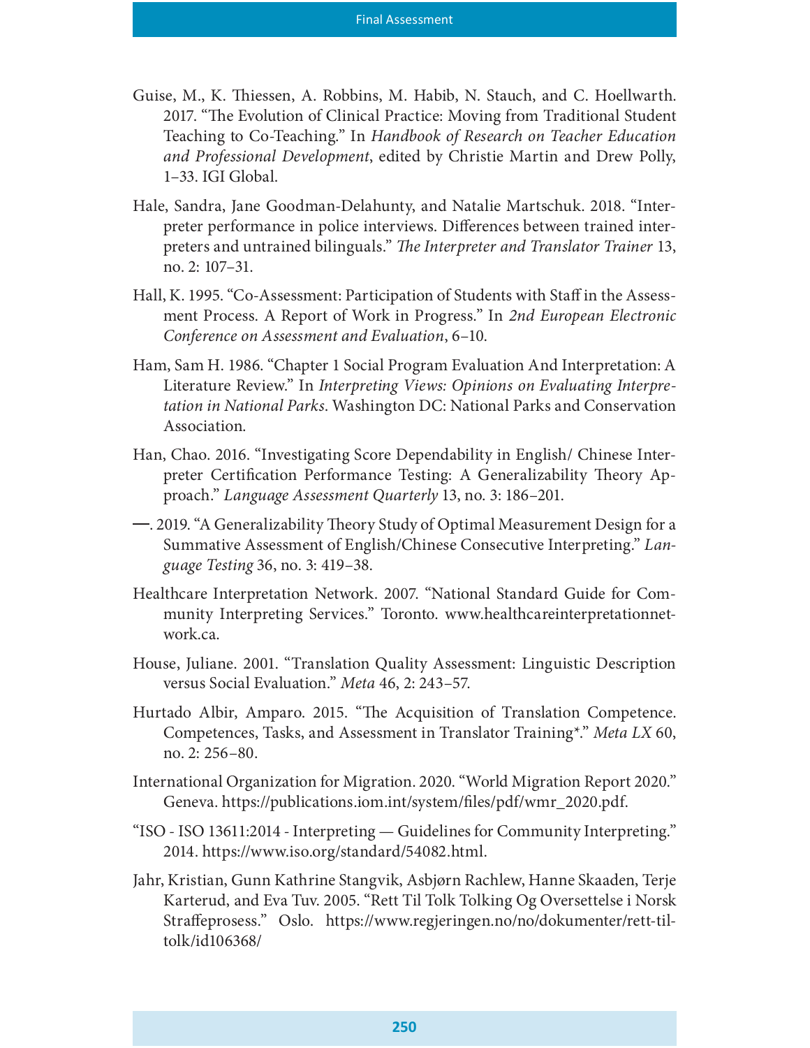Guise, M., K. Thiessen, A. Robbins, M. Habib, N. Stauch, and C. Hoellwarth. 2017. "The Evolution of Clinical Practice: Moving from Traditional Student Teaching to Co-Teaching." In *Handbook of Research on Teacher Education and Professional Development*, edited by Christie Martin and Drew Polly, 1–33. IGI Global.

Hale, Sandra, Jane Goodman-Delahunty, and Natalie Martschuk. 2018. "Interpreter performance in police interviews. Differences between trained interpreters and untrained bilinguals." *The Interpreter and Translator Trainer* 13, no. 2: 107–31.

Hall, K. 1995. "Co-Assessment: Participation of Students with Staff in the Assessment Process. A Report of Work in Progress." In *2nd European Electronic Conference on Assessment and Evaluation*, 6–10.

Ham, Sam H. 1986. "Chapter 1 Social Program Evaluation And Interpretation: A Literature Review." In *Interpreting Views: Opinions on Evaluating Interpretation in National Parks*. Washington DC: National Parks and Conservation Association.

Han, Chao. 2016. "Investigating Score Dependability in English/ Chinese Interpreter Certification Performance Testing: A Generalizability Theory Approach." *Language Assessment Quarterly* 13, no. 3: 186–201.

—. 2019. "A Generalizability Theory Study of Optimal Measurement Design for a Summative Assessment of English/Chinese Consecutive Interpreting." *Language Testing* 36, no. 3: 419–38.

Healthcare Interpretation Network. 2007. "National Standard Guide for Community Interpreting Services." Toronto. www.healthcareinterpretationnetwork.ca.

House, Juliane. 2001. "Translation Quality Assessment: Linguistic Description versus Social Evaluation." *Meta* 46, 2: 243–57.

Hurtado Albir, Amparo. 2015. "The Acquisition of Translation Competence. Competences, Tasks, and Assessment in Translator Training*." *Meta LX* 60, no. 2: 256–80.

International Organization for Migration. 2020. "World Migration Report 2020." Geneva. https://publications.iom.int/system/files/pdf/wmr_2020.pdf.

"ISO - ISO 13611:2014 - Interpreting — Guidelines for Community Interpreting." 2014. https://www.iso.org/standard/54082.html.

Jahr, Kristian, Gunn Kathrine Stangvik, Asbjørn Rachlew, Hanne Skaaden, Terje Karterud, and Eva Tuv. 2005. "Rett Til Tolk Tolking Og Oversettelse i Norsk Straffeprosess." Oslo. https://www.regjeringen.no/no/dokumenter/rett-til-tolk/id106368/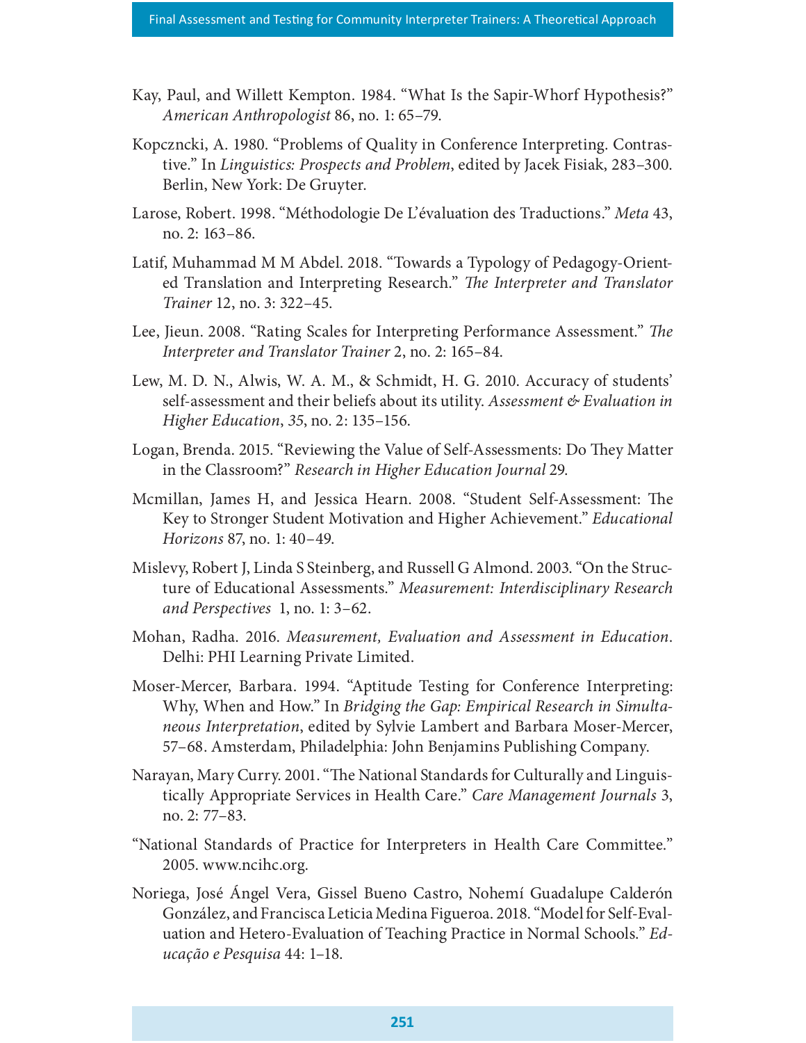Kay, Paul, and Willett Kempton. 1984. "What Is the Sapir-Whorf Hypothesis?" *American Anthropologist* 86, no. 1: 65–79.

Kopczncki, A. 1980. "Problems of Quality in Conference Interpreting. Contrastive." In *Linguistics: Prospects and Problem*, edited by Jacek Fisiak, 283–300. Berlin, New York: De Gruyter.

Larose, Robert. 1998. "Méthodologie De L'évaluation des Traductions." *Meta* 43, no. 2: 163–86.

Latif, Muhammad M M Abdel. 2018. "Towards a Typology of Pedagogy-Oriented Translation and Interpreting Research." *The Interpreter and Translator Trainer* 12, no. 3: 322–45.

Lee, Jieun. 2008. "Rating Scales for Interpreting Performance Assessment." *The Interpreter and Translator Trainer* 2, no. 2: 165–84.

Lew, M. D. N., Alwis, W. A. M., & Schmidt, H. G. 2010. Accuracy of students' self-assessment and their beliefs about its utility. *Assessment & Evaluation in Higher Education*, *35*, no. 2: 135–156.

Logan, Brenda. 2015. "Reviewing the Value of Self-Assessments: Do They Matter in the Classroom?" *Research in Higher Education Journal* 29.

Mcmillan, James H, and Jessica Hearn. 2008. "Student Self-Assessment: The Key to Stronger Student Motivation and Higher Achievement." *Educational Horizons* 87, no. 1: 40–49.

Mislevy, Robert J, Linda S Steinberg, and Russell G Almond. 2003. "On the Structure of Educational Assessments." *Measurement: Interdisciplinary Research and Perspectives* 1, no. 1: 3–62.

Mohan, Radha. 2016. *Measurement, Evaluation and Assessment in Education*. Delhi: PHI Learning Private Limited.

Moser-Mercer, Barbara. 1994. "Aptitude Testing for Conference Interpreting: Why, When and How." In *Bridging the Gap: Empirical Research in Simultaneous Interpretation*, edited by Sylvie Lambert and Barbara Moser-Mercer, 57–68. Amsterdam, Philadelphia: John Benjamins Publishing Company.

Narayan, Mary Curry. 2001. "The National Standards for Culturally and Linguistically Appropriate Services in Health Care." *Care Management Journals* 3, no. 2: 77–83.

"National Standards of Practice for Interpreters in Health Care Committee." 2005. www.ncihc.org.

Noriega, José Ángel Vera, Gissel Bueno Castro, Nohemí Guadalupe Calderón González, and Francisca Leticia Medina Figueroa. 2018. "Model for Self-Evaluation and Hetero-Evaluation of Teaching Practice in Normal Schools." *Educação e Pesquisa* 44: 1–18.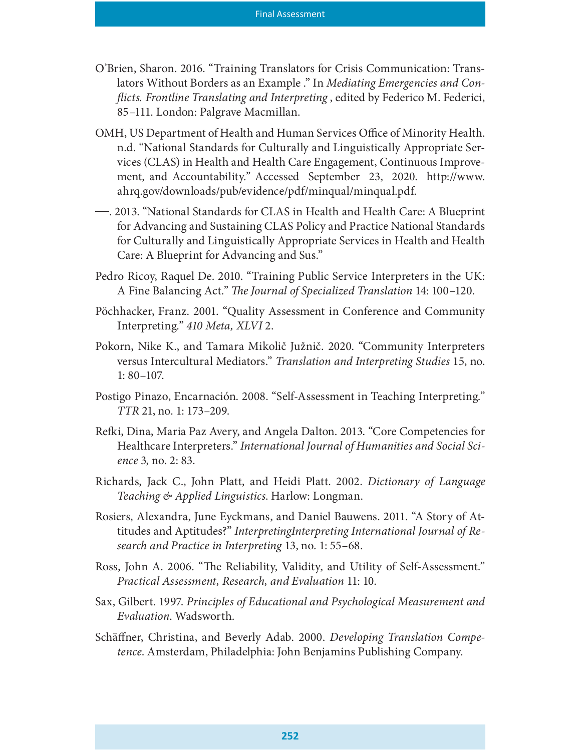O'Brien, Sharon. 2016. "Training Translators for Crisis Communication: Translators Without Borders as an Example ." In *Mediating Emergencies and Conflicts. Frontline Translating and Interpreting* , edited by Federico M. Federici, 85–111. London: Palgrave Macmillan.

OMH, US Department of Health and Human Services Office of Minority Health. n.d. "National Standards for Culturally and Linguistically Appropriate Services (CLAS) in Health and Health Care Engagement, Continuous Improvement, and Accountability." Accessed September 23, 2020. http://www.ahrq.gov/downloads/pub/evidence/pdf/minqual/minqual.pdf.

—. 2013. "National Standards for CLAS in Health and Health Care: A Blueprint for Advancing and Sustaining CLAS Policy and Practice National Standards for Culturally and Linguistically Appropriate Services in Health and Health Care: A Blueprint for Advancing and Sus."

Pedro Ricoy, Raquel De. 2010. "Training Public Service Interpreters in the UK: A Fine Balancing Act." *The Journal of Specialized Translation* 14: 100–120.

Pöchhacker, Franz. 2001. "Quality Assessment in Conference and Community Interpreting." *410 Meta, XLVI* 2.

Pokorn, Nike K., and Tamara Mikolič Južnič. 2020. "Community Interpreters versus Intercultural Mediators." *Translation and Interpreting Studies* 15, no. 1: 80–107.

Postigo Pinazo, Encarnación. 2008. "Self-Assessment in Teaching Interpreting." *TTR* 21, no. 1: 173–209.

Refki, Dina, Maria Paz Avery, and Angela Dalton. 2013. "Core Competencies for Healthcare Interpreters." *International Journal of Humanities and Social Science* 3, no. 2: 83.

Richards, Jack C., John Platt, and Heidi Platt. 2002. *Dictionary of Language Teaching & Applied Linguistics*. Harlow: Longman.

Rosiers, Alexandra, June Eyckmans, and Daniel Bauwens. 2011. "A Story of Attitudes and Aptitudes?" *InterpretingInterpreting International Journal of Research and Practice in Interpreting* 13, no. 1: 55–68.

Ross, John A. 2006. "The Reliability, Validity, and Utility of Self-Assessment." *Practical Assessment, Research, and Evaluation* 11: 10.

Sax, Gilbert. 1997. *Principles of Educational and Psychological Measurement and Evaluation*. Wadsworth.

Schäffner, Christina, and Beverly Adab. 2000. *Developing Translation Competence*. Amsterdam, Philadelphia: John Benjamins Publishing Company.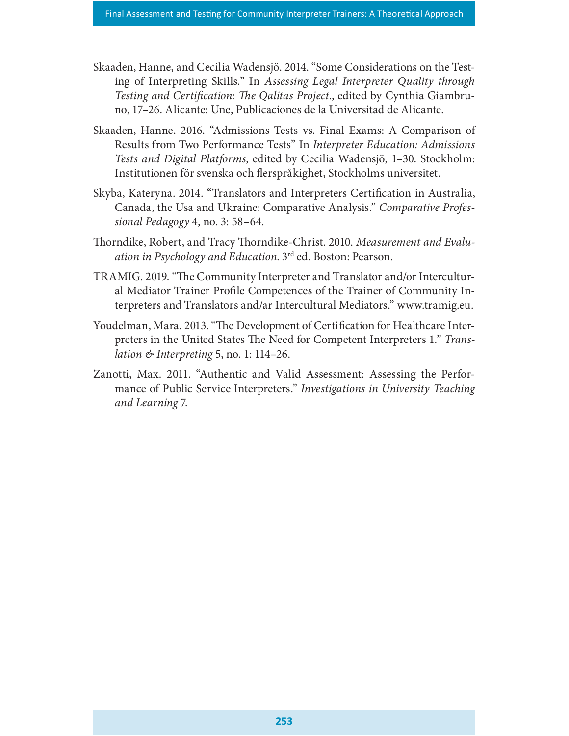Skaaden, Hanne, and Cecilia Wadensjö. 2014. "Some Considerations on the Testing of Interpreting Skills." In *Assessing Legal Interpreter Quality through Testing and Certification: The Qalitas Project.*, edited by Cynthia Giambruno, 17–26. Alicante: Une, Publicaciones de la Universitad de Alicante.

Skaaden, Hanne. 2016. "Admissions Tests vs. Final Exams: A Comparison of Results from Two Performance Tests" In *Interpreter Education: Admissions Tests and Digital Platforms*, edited by Cecilia Wadensjö, 1–30. Stockholm: Institutionen för svenska och flerspråkighet, Stockholms universitet.

Skyba, Kateryna. 2014. "Translators and Interpreters Certification in Australia, Canada, the Usa and Ukraine: Comparative Analysis." *Comparative Professional Pedagogy* 4, no. 3: 58–64.

Thorndike, Robert, and Tracy Thorndike-Christ. 2010. *Measurement and Evaluation in Psychology and Education.* 3rd ed. Boston: Pearson.

TRAMIG. 2019. "The Community Interpreter and Translator and/or Intercultural Mediator Trainer Profile Competences of the Trainer of Community Interpreters and Translators and/ar Intercultural Mediators." www.tramig.eu.

Youdelman, Mara. 2013. "The Development of Certification for Healthcare Interpreters in the United States The Need for Competent Interpreters 1." *Translation & Interpreting* 5, no. 1: 114–26.

Zanotti, Max. 2011. "Authentic and Valid Assessment: Assessing the Performance of Public Service Interpreters." *Investigations in University Teaching and Learning* 7.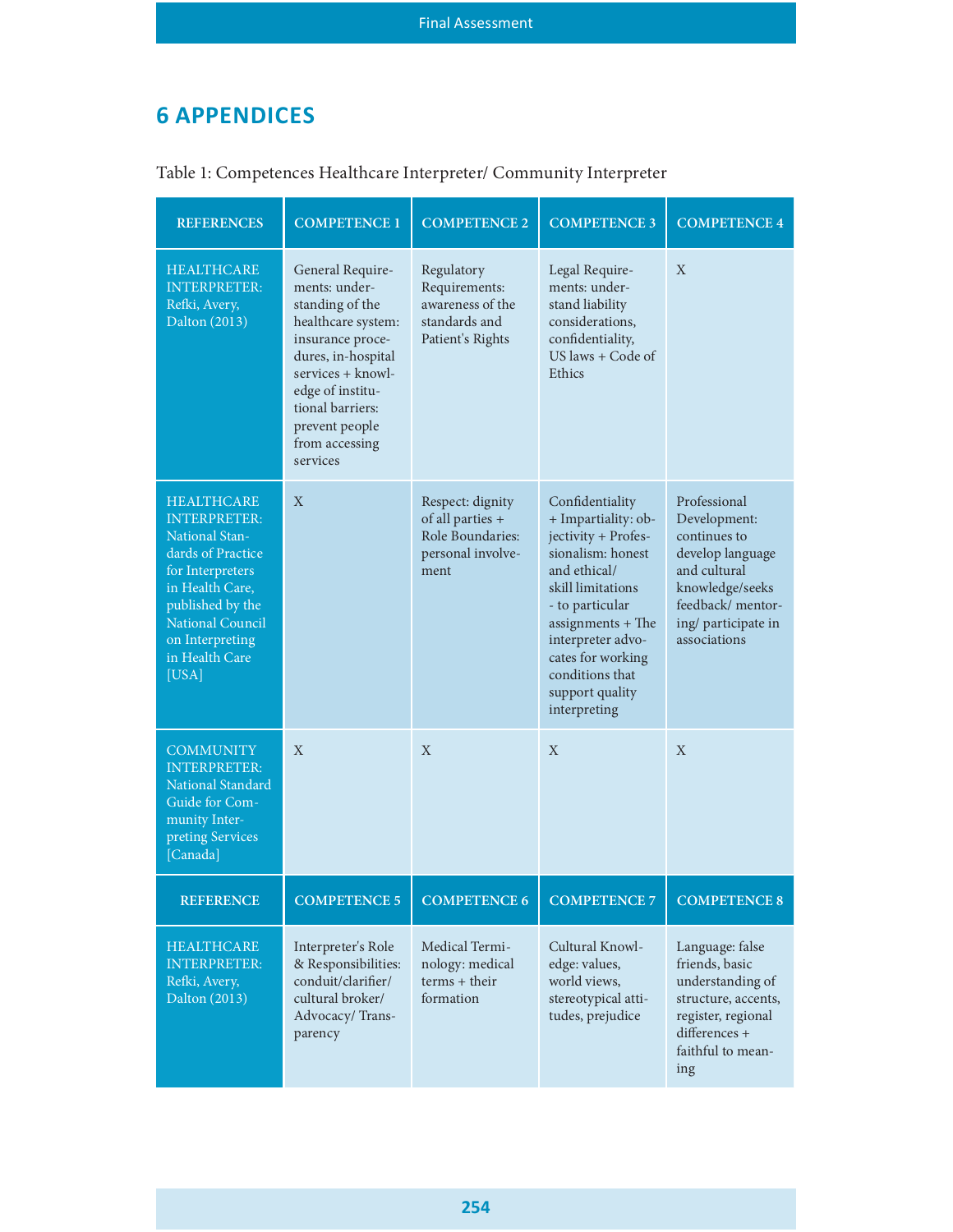# 6 APPENDICES

Table 1: Competences Healthcare Interpreter/ Community Interpreter

| REFERENCES | COMPETENCE 1 | COMPETENCE 2 | COMPETENCE 3 | COMPETENCE 4 |
|---|---|---|---|---|
| HEALTHCARE INTERPRETER: Refki, Avery, Dalton (2013) | General Requirements: understanding of the healthcare system: insurance procedures, in-hospital services + knowledge of institutional barriers: prevent people from accessing services | Regulatory Requirements: awareness of the standards and Patient's Rights | Legal Requirements: understand liability considerations, confidentiality, US laws + Code of Ethics | X |
| HEALTHCARE INTERPRETER: National Standards of Practice for Interpreters in Health Care, published by the National Council on Interpreting in Health Care [USA] | X | Respect: dignity of all parties + Role Boundaries: personal involvement | Confidentiality + Impartiality: objectivity + Professionalism: honest and ethical/ skill limitations - to particular assignments + The interpreter advocates for working conditions that support quality interpreting | Professional Development: continues to develop language and cultural knowledge/seeks feedback/ mentoring/ participate in associations |
| COMMUNITY INTERPRETER: National Standard Guide for Community Interpreting Services [Canada] | X | X | X | X |
| **REFERENCE** | **COMPETENCE 5** | **COMPETENCE 6** | **COMPETENCE 7** | **COMPETENCE 8** |
| HEALTHCARE INTERPRETER: Refki, Avery, Dalton (2013) | Interpreter's Role & Responsibilities: conduit/clarifier/ cultural broker/ Advocacy/ Transparency | Medical Terminology: medical terms + their formation | Cultural Knowledge: values, world views, stereotypical attitudes, prejudice | Language: false friends, basic understanding of structure, accents, register, regional differences + faithful to meaning |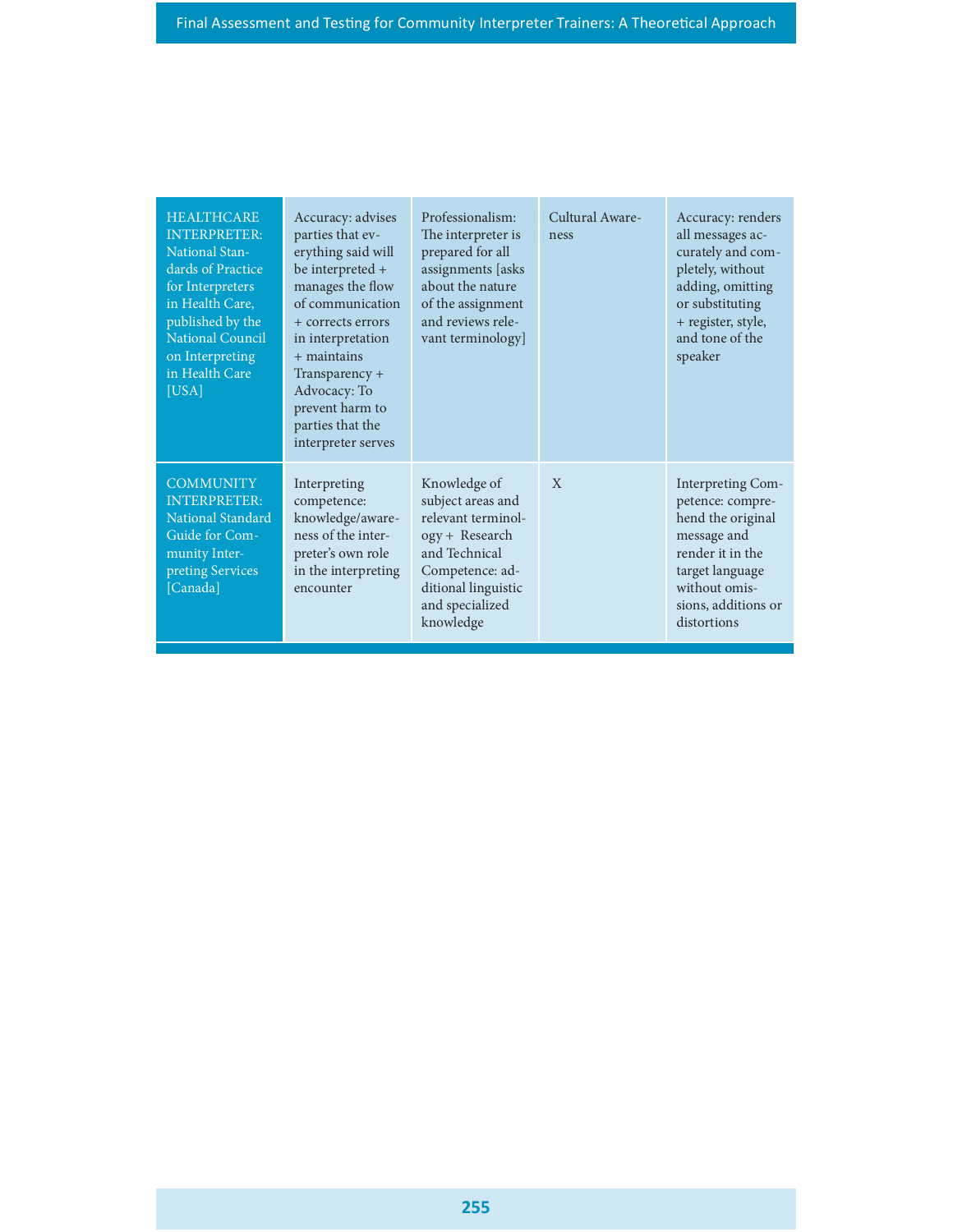| | | | | |
|---|---|---|---|---|
| HEALTHCARE INTERPRETER: National Standards of Practice for Interpreters in Health Care, published by the National Council on Interpreting in Health Care [USA] | Accuracy: advises parties that everything said will be interpreted + manages the flow of communication + corrects errors in interpretation + maintains Transparency + Advocacy: To prevent harm to parties that the interpreter serves | Professionalism: The interpreter is prepared for all assignments [asks about the nature of the assignment and reviews relevant terminology] | Cultural Awareness | Accuracy: renders all messages accurately and completely, without adding, omitting or substituting + register, style, and tone of the speaker |
| COMMUNITY INTERPRETER: National Standard Guide for Community Interpreting Services [Canada] | Interpreting competence: knowledge/awareness of the interpreter's own role in the interpreting encounter | Knowledge of subject areas and relevant terminology + Research and Technical Competence: additional linguistic and specialized knowledge | X | Interpreting Competence: comprehend the original message and render it in the target language without omissions, additions or distortions |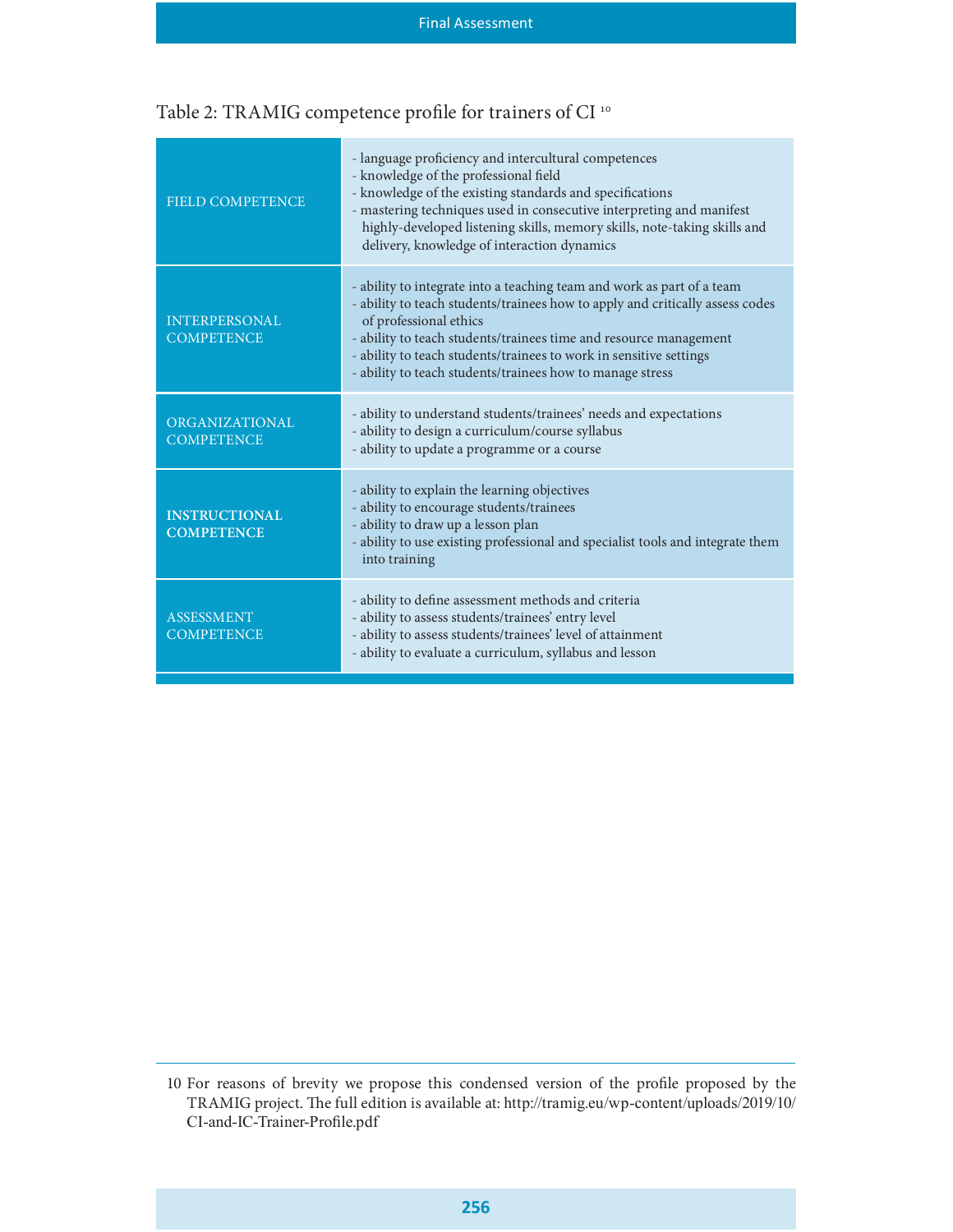Table 2: TRAMIG competence profile for trainers of CI [10]

| | |
|---|---|
| FIELD COMPETENCE | - language proficiency and intercultural competences<br>- knowledge of the professional field<br>- knowledge of the existing standards and specifications<br>- mastering techniques used in consecutive interpreting and manifest highly-developed listening skills, memory skills, note-taking skills and delivery, knowledge of interaction dynamics |
| INTERPERSONAL COMPETENCE | - ability to integrate into a teaching team and work as part of a team<br>- ability to teach students/trainees how to apply and critically assess codes of professional ethics<br>- ability to teach students/trainees time and resource management<br>- ability to teach students/trainees to work in sensitive settings<br>- ability to teach students/trainees how to manage stress |
| ORGANIZATIONAL COMPETENCE | - ability to understand students/trainees' needs and expectations<br>- ability to design a curriculum/course syllabus<br>- ability to update a programme or a course |
| **INSTRUCTIONAL COMPETENCE** | - ability to explain the learning objectives<br>- ability to encourage students/trainees<br>- ability to draw up a lesson plan<br>- ability to use existing professional and specialist tools and integrate them into training |
| ASSESSMENT COMPETENCE | - ability to define assessment methods and criteria<br>- ability to assess students/trainees' entry level<br>- ability to assess students/trainees' level of attainment<br>- ability to evaluate a curriculum, syllabus and lesson |

10 For reasons of brevity we propose this condensed version of the profile proposed by the TRAMIG project. The full edition is available at: http://tramig.eu/wp-content/uploads/2019/10/CI-and-IC-Trainer-Profile.pdf